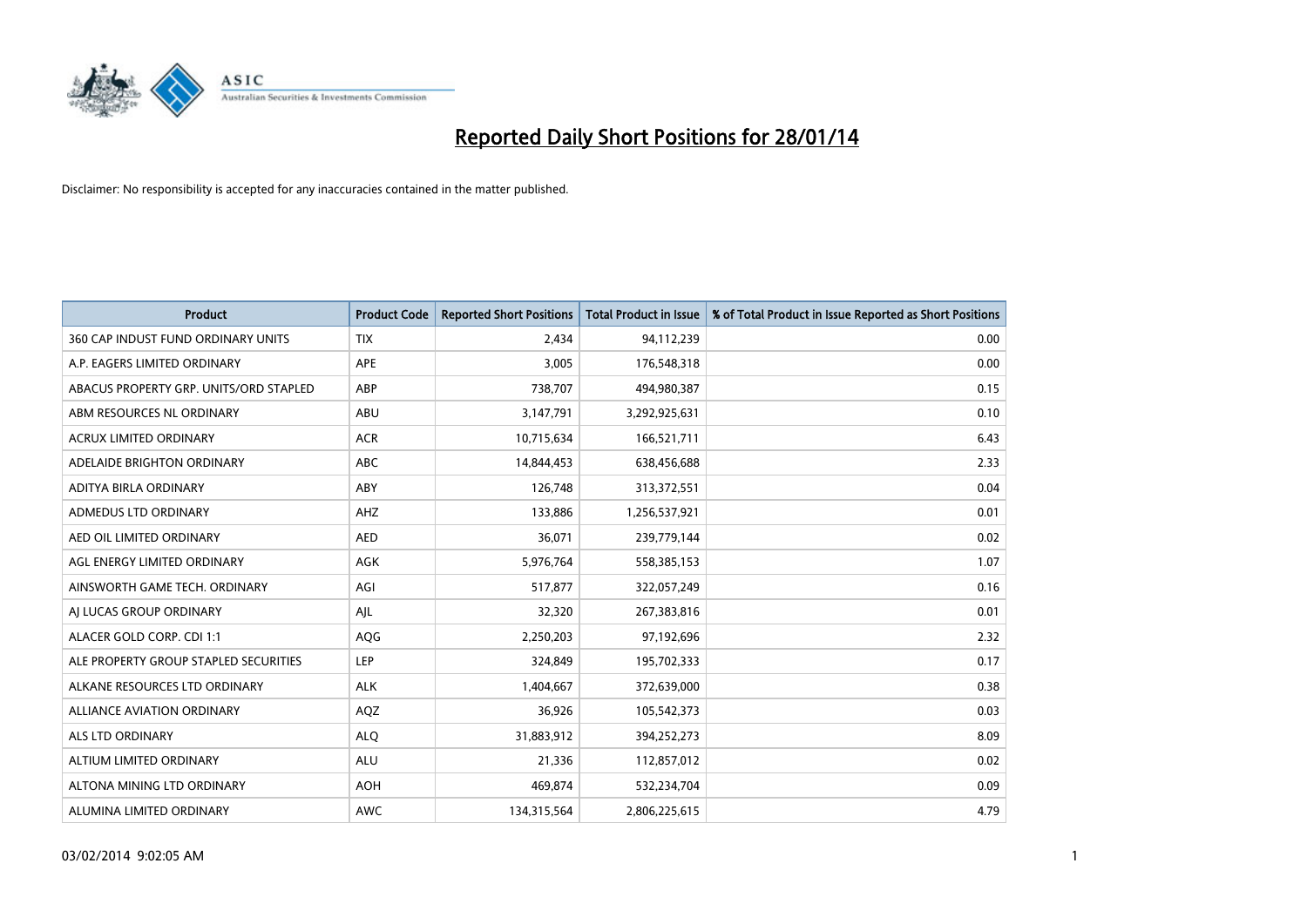# Reported Daily Short Positions for 28/01/14

Disclaimer: No responsibility is accepted for any inaccuracies contained in the matter published.

| Product | Product Code | Reported Short Positions | Total Product in Issue | % of Total Product in Issue Reported as Short Positions |
|---|---|---|---|---|
| 360 CAP INDUST FUND ORDINARY UNITS | TIX | 2,434 | 94,112,239 | 0.00 |
| A.P. EAGERS LIMITED ORDINARY | APE | 3,005 | 176,548,318 | 0.00 |
| ABACUS PROPERTY GRP. UNITS/ORD STAPLED | ABP | 738,707 | 494,980,387 | 0.15 |
| ABM RESOURCES NL ORDINARY | ABU | 3,147,791 | 3,292,925,631 | 0.10 |
| ACRUX LIMITED ORDINARY | ACR | 10,715,634 | 166,521,711 | 6.43 |
| ADELAIDE BRIGHTON ORDINARY | ABC | 14,844,453 | 638,456,688 | 2.33 |
| ADITYA BIRLA ORDINARY | ABY | 126,748 | 313,372,551 | 0.04 |
| ADMEDUS LTD ORDINARY | AHZ | 133,886 | 1,256,537,921 | 0.01 |
| AED OIL LIMITED ORDINARY | AED | 36,071 | 239,779,144 | 0.02 |
| AGL ENERGY LIMITED ORDINARY | AGK | 5,976,764 | 558,385,153 | 1.07 |
| AINSWORTH GAME TECH. ORDINARY | AGI | 517,877 | 322,057,249 | 0.16 |
| AJ LUCAS GROUP ORDINARY | AJL | 32,320 | 267,383,816 | 0.01 |
| ALACER GOLD CORP. CDI 1:1 | AQG | 2,250,203 | 97,192,696 | 2.32 |
| ALE PROPERTY GROUP STAPLED SECURITIES | LEP | 324,849 | 195,702,333 | 0.17 |
| ALKANE RESOURCES LTD ORDINARY | ALK | 1,404,667 | 372,639,000 | 0.38 |
| ALLIANCE AVIATION ORDINARY | AQZ | 36,926 | 105,542,373 | 0.03 |
| ALS LTD ORDINARY | ALQ | 31,883,912 | 394,252,273 | 8.09 |
| ALTIUM LIMITED ORDINARY | ALU | 21,336 | 112,857,012 | 0.02 |
| ALTONA MINING LTD ORDINARY | AOH | 469,874 | 532,234,704 | 0.09 |
| ALUMINA LIMITED ORDINARY | AWC | 134,315,564 | 2,806,225,615 | 4.79 |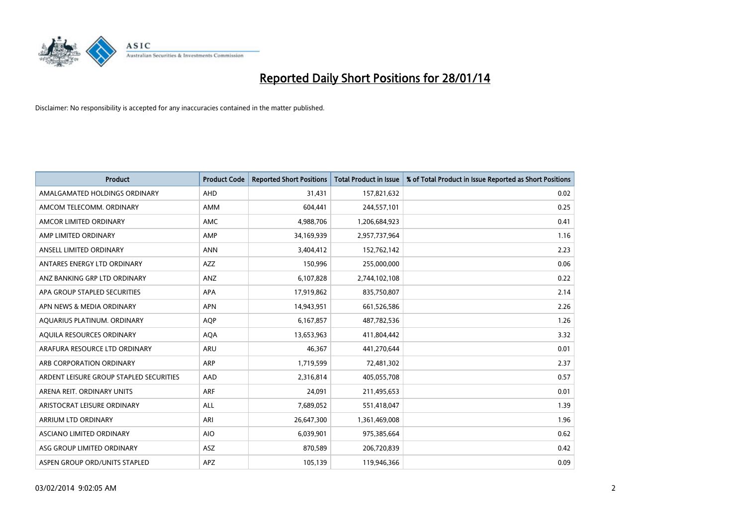# Reported Daily Short Positions for 28/01/14

Disclaimer: No responsibility is accepted for any inaccuracies contained in the matter published.

| Product | Product Code | Reported Short Positions | Total Product in Issue | % of Total Product in Issue Reported as Short Positions |
|---|---|---|---|---|
| AMALGAMATED HOLDINGS ORDINARY | AHD | 31,431 | 157,821,632 | 0.02 |
| AMCOM TELECOMM. ORDINARY | AMM | 604,441 | 244,557,101 | 0.25 |
| AMCOR LIMITED ORDINARY | AMC | 4,988,706 | 1,206,684,923 | 0.41 |
| AMP LIMITED ORDINARY | AMP | 34,169,939 | 2,957,737,964 | 1.16 |
| ANSELL LIMITED ORDINARY | ANN | 3,404,412 | 152,762,142 | 2.23 |
| ANTARES ENERGY LTD ORDINARY | AZZ | 150,996 | 255,000,000 | 0.06 |
| ANZ BANKING GRP LTD ORDINARY | ANZ | 6,107,828 | 2,744,102,108 | 0.22 |
| APA GROUP STAPLED SECURITIES | APA | 17,919,862 | 835,750,807 | 2.14 |
| APN NEWS & MEDIA ORDINARY | APN | 14,943,951 | 661,526,586 | 2.26 |
| AQUARIUS PLATINUM. ORDINARY | AQP | 6,167,857 | 487,782,536 | 1.26 |
| AQUILA RESOURCES ORDINARY | AQA | 13,653,963 | 411,804,442 | 3.32 |
| ARAFURA RESOURCE LTD ORDINARY | ARU | 46,367 | 441,270,644 | 0.01 |
| ARB CORPORATION ORDINARY | ARP | 1,719,599 | 72,481,302 | 2.37 |
| ARDENT LEISURE GROUP STAPLED SECURITIES | AAD | 2,316,814 | 405,055,708 | 0.57 |
| ARENA REIT. ORDINARY UNITS | ARF | 24,091 | 211,495,653 | 0.01 |
| ARISTOCRAT LEISURE ORDINARY | ALL | 7,689,052 | 551,418,047 | 1.39 |
| ARRIUM LTD ORDINARY | ARI | 26,647,300 | 1,361,469,008 | 1.96 |
| ASCIANO LIMITED ORDINARY | AIO | 6,039,901 | 975,385,664 | 0.62 |
| ASG GROUP LIMITED ORDINARY | ASZ | 870,589 | 206,720,839 | 0.42 |
| ASPEN GROUP ORD/UNITS STAPLED | APZ | 105,139 | 119,946,366 | 0.09 |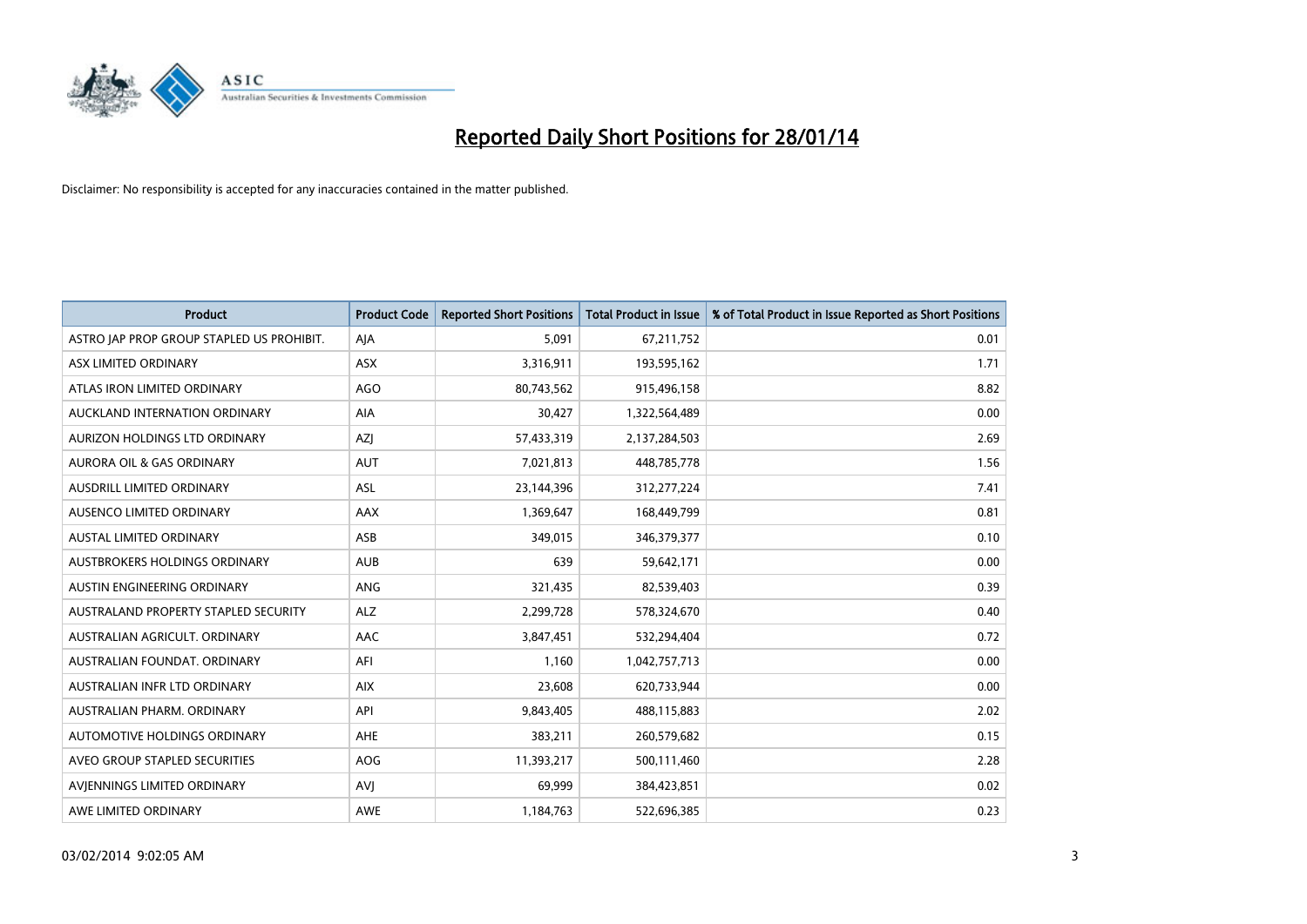# Reported Daily Short Positions for 28/01/14

Disclaimer: No responsibility is accepted for any inaccuracies contained in the matter published.

| Product | Product Code | Reported Short Positions | Total Product in Issue | % of Total Product in Issue Reported as Short Positions |
|---|---|---|---|---|
| ASTRO JAP PROP GROUP STAPLED US PROHIBIT. | AJA | 5,091 | 67,211,752 | 0.01 |
| ASX LIMITED ORDINARY | ASX | 3,316,911 | 193,595,162 | 1.71 |
| ATLAS IRON LIMITED ORDINARY | AGO | 80,743,562 | 915,496,158 | 8.82 |
| AUCKLAND INTERNATION ORDINARY | AIA | 30,427 | 1,322,564,489 | 0.00 |
| AURIZON HOLDINGS LTD ORDINARY | AZJ | 57,433,319 | 2,137,284,503 | 2.69 |
| AURORA OIL & GAS ORDINARY | AUT | 7,021,813 | 448,785,778 | 1.56 |
| AUSDRILL LIMITED ORDINARY | ASL | 23,144,396 | 312,277,224 | 7.41 |
| AUSENCO LIMITED ORDINARY | AAX | 1,369,647 | 168,449,799 | 0.81 |
| AUSTAL LIMITED ORDINARY | ASB | 349,015 | 346,379,377 | 0.10 |
| AUSTBROKERS HOLDINGS ORDINARY | AUB | 639 | 59,642,171 | 0.00 |
| AUSTIN ENGINEERING ORDINARY | ANG | 321,435 | 82,539,403 | 0.39 |
| AUSTRALAND PROPERTY STAPLED SECURITY | ALZ | 2,299,728 | 578,324,670 | 0.40 |
| AUSTRALIAN AGRICULT. ORDINARY | AAC | 3,847,451 | 532,294,404 | 0.72 |
| AUSTRALIAN FOUNDAT. ORDINARY | AFI | 1,160 | 1,042,757,713 | 0.00 |
| AUSTRALIAN INFR LTD ORDINARY | AIX | 23,608 | 620,733,944 | 0.00 |
| AUSTRALIAN PHARM. ORDINARY | API | 9,843,405 | 488,115,883 | 2.02 |
| AUTOMOTIVE HOLDINGS ORDINARY | AHE | 383,211 | 260,579,682 | 0.15 |
| AVEO GROUP STAPLED SECURITIES | AOG | 11,393,217 | 500,111,460 | 2.28 |
| AVJENNINGS LIMITED ORDINARY | AVJ | 69,999 | 384,423,851 | 0.02 |
| AWE LIMITED ORDINARY | AWE | 1,184,763 | 522,696,385 | 0.23 |

03/02/2014 9:02:05 AM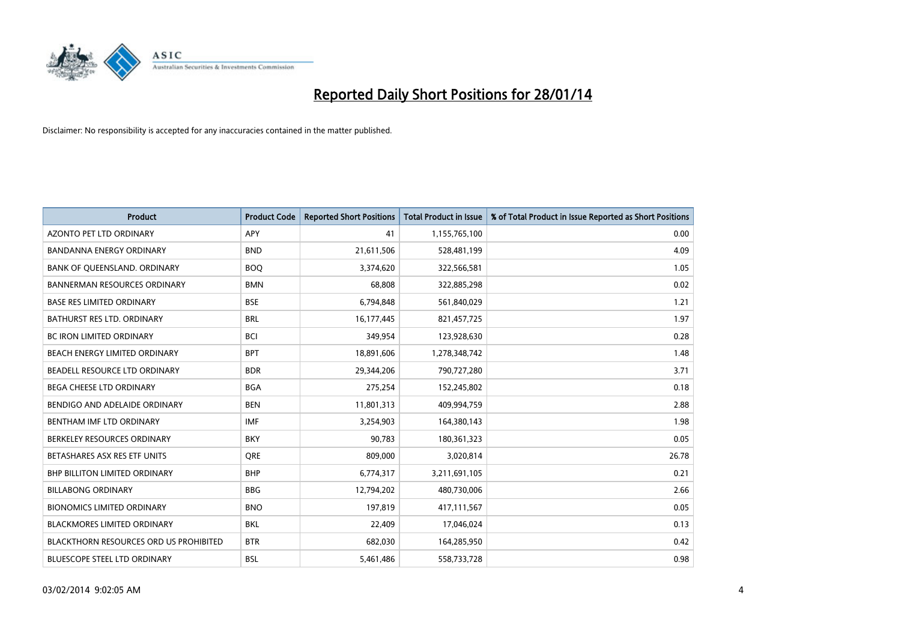# Reported Daily Short Positions for 28/01/14

Disclaimer: No responsibility is accepted for any inaccuracies contained in the matter published.

| Product | Product Code | Reported Short Positions | Total Product in Issue | % of Total Product in Issue Reported as Short Positions |
|---|---|---|---|---|
| AZONTO PET LTD ORDINARY | APY | 41 | 1,155,765,100 | 0.00 |
| BANDANNA ENERGY ORDINARY | BND | 21,611,506 | 528,481,199 | 4.09 |
| BANK OF QUEENSLAND. ORDINARY | BOQ | 3,374,620 | 322,566,581 | 1.05 |
| BANNERMAN RESOURCES ORDINARY | BMN | 68,808 | 322,885,298 | 0.02 |
| BASE RES LIMITED ORDINARY | BSE | 6,794,848 | 561,840,029 | 1.21 |
| BATHURST RES LTD. ORDINARY | BRL | 16,177,445 | 821,457,725 | 1.97 |
| BC IRON LIMITED ORDINARY | BCI | 349,954 | 123,928,630 | 0.28 |
| BEACH ENERGY LIMITED ORDINARY | BPT | 18,891,606 | 1,278,348,742 | 1.48 |
| BEADELL RESOURCE LTD ORDINARY | BDR | 29,344,206 | 790,727,280 | 3.71 |
| BEGA CHEESE LTD ORDINARY | BGA | 275,254 | 152,245,802 | 0.18 |
| BENDIGO AND ADELAIDE ORDINARY | BEN | 11,801,313 | 409,994,759 | 2.88 |
| BENTHAM IMF LTD ORDINARY | IMF | 3,254,903 | 164,380,143 | 1.98 |
| BERKELEY RESOURCES ORDINARY | BKY | 90,783 | 180,361,323 | 0.05 |
| BETASHARES ASX RES ETF UNITS | QRE | 809,000 | 3,020,814 | 26.78 |
| BHP BILLITON LIMITED ORDINARY | BHP | 6,774,317 | 3,211,691,105 | 0.21 |
| BILLABONG ORDINARY | BBG | 12,794,202 | 480,730,006 | 2.66 |
| BIONOMICS LIMITED ORDINARY | BNO | 197,819 | 417,111,567 | 0.05 |
| BLACKMORES LIMITED ORDINARY | BKL | 22,409 | 17,046,024 | 0.13 |
| BLACKTHORN RESOURCES ORD US PROHIBITED | BTR | 682,030 | 164,285,950 | 0.42 |
| BLUESCOPE STEEL LTD ORDINARY | BSL | 5,461,486 | 558,733,728 | 0.98 |

03/02/2014 9:02:05 AM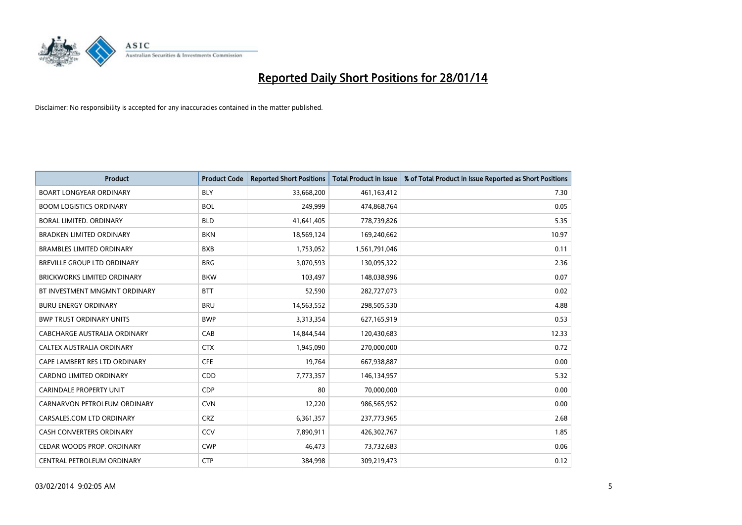# Reported Daily Short Positions for 28/01/14

Disclaimer: No responsibility is accepted for any inaccuracies contained in the matter published.

| Product | Product Code | Reported Short Positions | Total Product in Issue | % of Total Product in Issue Reported as Short Positions |
|---|---|---|---|---|
| BOART LONGYEAR ORDINARY | BLY | 33,668,200 | 461,163,412 | 7.30 |
| BOOM LOGISTICS ORDINARY | BOL | 249,999 | 474,868,764 | 0.05 |
| BORAL LIMITED. ORDINARY | BLD | 41,641,405 | 778,739,826 | 5.35 |
| BRADKEN LIMITED ORDINARY | BKN | 18,569,124 | 169,240,662 | 10.97 |
| BRAMBLES LIMITED ORDINARY | BXB | 1,753,052 | 1,561,791,046 | 0.11 |
| BREVILLE GROUP LTD ORDINARY | BRG | 3,070,593 | 130,095,322 | 2.36 |
| BRICKWORKS LIMITED ORDINARY | BKW | 103,497 | 148,038,996 | 0.07 |
| BT INVESTMENT MNGMNT ORDINARY | BTT | 52,590 | 282,727,073 | 0.02 |
| BURU ENERGY ORDINARY | BRU | 14,563,552 | 298,505,530 | 4.88 |
| BWP TRUST ORDINARY UNITS | BWP | 3,313,354 | 627,165,919 | 0.53 |
| CABCHARGE AUSTRALIA ORDINARY | CAB | 14,844,544 | 120,430,683 | 12.33 |
| CALTEX AUSTRALIA ORDINARY | CTX | 1,945,090 | 270,000,000 | 0.72 |
| CAPE LAMBERT RES LTD ORDINARY | CFE | 19,764 | 667,938,887 | 0.00 |
| CARDNO LIMITED ORDINARY | CDD | 7,773,357 | 146,134,957 | 5.32 |
| CARINDALE PROPERTY UNIT | CDP | 80 | 70,000,000 | 0.00 |
| CARNARVON PETROLEUM ORDINARY | CVN | 12,220 | 986,565,952 | 0.00 |
| CARSALES.COM LTD ORDINARY | CRZ | 6,361,357 | 237,773,965 | 2.68 |
| CASH CONVERTERS ORDINARY | CCV | 7,890,911 | 426,302,767 | 1.85 |
| CEDAR WOODS PROP. ORDINARY | CWP | 46,473 | 73,732,683 | 0.06 |
| CENTRAL PETROLEUM ORDINARY | CTP | 384,998 | 309,219,473 | 0.12 |

03/02/2014 9:02:05 AM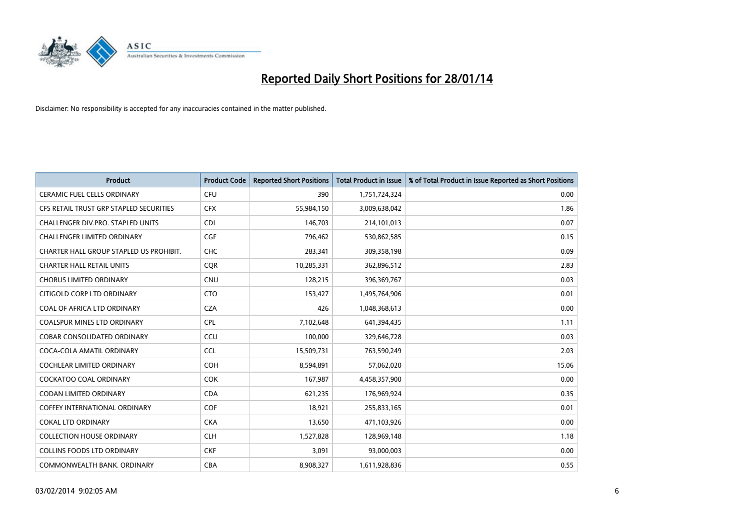# Reported Daily Short Positions for 28/01/14

Disclaimer: No responsibility is accepted for any inaccuracies contained in the matter published.

| Product | Product Code | Reported Short Positions | Total Product in Issue | % of Total Product in Issue Reported as Short Positions |
|---|---|---|---|---|
| CERAMIC FUEL CELLS ORDINARY | CFU | 390 | 1,751,724,324 | 0.00 |
| CFS RETAIL TRUST GRP STAPLED SECURITIES | CFX | 55,984,150 | 3,009,638,042 | 1.86 |
| CHALLENGER DIV.PRO. STAPLED UNITS | CDI | 146,703 | 214,101,013 | 0.07 |
| CHALLENGER LIMITED ORDINARY | CGF | 796,462 | 530,862,585 | 0.15 |
| CHARTER HALL GROUP STAPLED US PROHIBIT. | CHC | 283,341 | 309,358,198 | 0.09 |
| CHARTER HALL RETAIL UNITS | CQR | 10,285,331 | 362,896,512 | 2.83 |
| CHORUS LIMITED ORDINARY | CNU | 128,215 | 396,369,767 | 0.03 |
| CITIGOLD CORP LTD ORDINARY | CTO | 153,427 | 1,495,764,906 | 0.01 |
| COAL OF AFRICA LTD ORDINARY | CZA | 426 | 1,048,368,613 | 0.00 |
| COALSPUR MINES LTD ORDINARY | CPL | 7,102,648 | 641,394,435 | 1.11 |
| COBAR CONSOLIDATED ORDINARY | CCU | 100,000 | 329,646,728 | 0.03 |
| COCA-COLA AMATIL ORDINARY | CCL | 15,509,731 | 763,590,249 | 2.03 |
| COCHLEAR LIMITED ORDINARY | COH | 8,594,891 | 57,062,020 | 15.06 |
| COCKATOO COAL ORDINARY | COK | 167,987 | 4,458,357,900 | 0.00 |
| CODAN LIMITED ORDINARY | CDA | 621,235 | 176,969,924 | 0.35 |
| COFFEY INTERNATIONAL ORDINARY | COF | 18,921 | 255,833,165 | 0.01 |
| COKAL LTD ORDINARY | CKA | 13,650 | 471,103,926 | 0.00 |
| COLLECTION HOUSE ORDINARY | CLH | 1,527,828 | 128,969,148 | 1.18 |
| COLLINS FOODS LTD ORDINARY | CKF | 3,091 | 93,000,003 | 0.00 |
| COMMONWEALTH BANK. ORDINARY | CBA | 8,908,327 | 1,611,928,836 | 0.55 |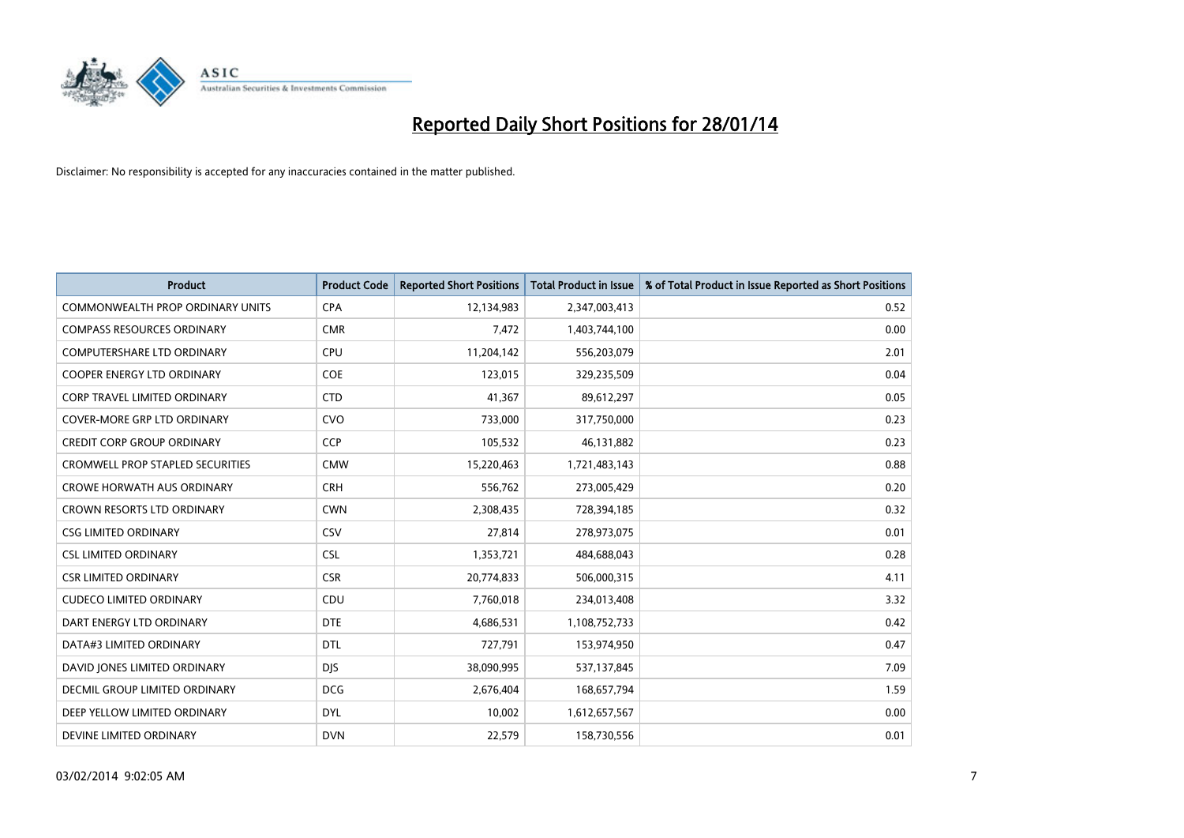# Reported Daily Short Positions for 28/01/14

Disclaimer: No responsibility is accepted for any inaccuracies contained in the matter published.

| Product | Product Code | Reported Short Positions | Total Product in Issue | % of Total Product in Issue Reported as Short Positions |
|---|---|---|---|---|
| COMMONWEALTH PROP ORDINARY UNITS | CPA | 12,134,983 | 2,347,003,413 | 0.52 |
| COMPASS RESOURCES ORDINARY | CMR | 7,472 | 1,403,744,100 | 0.00 |
| COMPUTERSHARE LTD ORDINARY | CPU | 11,204,142 | 556,203,079 | 2.01 |
| COOPER ENERGY LTD ORDINARY | COE | 123,015 | 329,235,509 | 0.04 |
| CORP TRAVEL LIMITED ORDINARY | CTD | 41,367 | 89,612,297 | 0.05 |
| COVER-MORE GRP LTD ORDINARY | CVO | 733,000 | 317,750,000 | 0.23 |
| CREDIT CORP GROUP ORDINARY | CCP | 105,532 | 46,131,882 | 0.23 |
| CROMWELL PROP STAPLED SECURITIES | CMW | 15,220,463 | 1,721,483,143 | 0.88 |
| CROWE HORWATH AUS ORDINARY | CRH | 556,762 | 273,005,429 | 0.20 |
| CROWN RESORTS LTD ORDINARY | CWN | 2,308,435 | 728,394,185 | 0.32 |
| CSG LIMITED ORDINARY | CSV | 27,814 | 278,973,075 | 0.01 |
| CSL LIMITED ORDINARY | CSL | 1,353,721 | 484,688,043 | 0.28 |
| CSR LIMITED ORDINARY | CSR | 20,774,833 | 506,000,315 | 4.11 |
| CUDECO LIMITED ORDINARY | CDU | 7,760,018 | 234,013,408 | 3.32 |
| DART ENERGY LTD ORDINARY | DTE | 4,686,531 | 1,108,752,733 | 0.42 |
| DATA#3 LIMITED ORDINARY | DTL | 727,791 | 153,974,950 | 0.47 |
| DAVID JONES LIMITED ORDINARY | DJS | 38,090,995 | 537,137,845 | 7.09 |
| DECMIL GROUP LIMITED ORDINARY | DCG | 2,676,404 | 168,657,794 | 1.59 |
| DEEP YELLOW LIMITED ORDINARY | DYL | 10,002 | 1,612,657,567 | 0.00 |
| DEVINE LIMITED ORDINARY | DVN | 22,579 | 158,730,556 | 0.01 |

03/02/2014 9:02:05 AM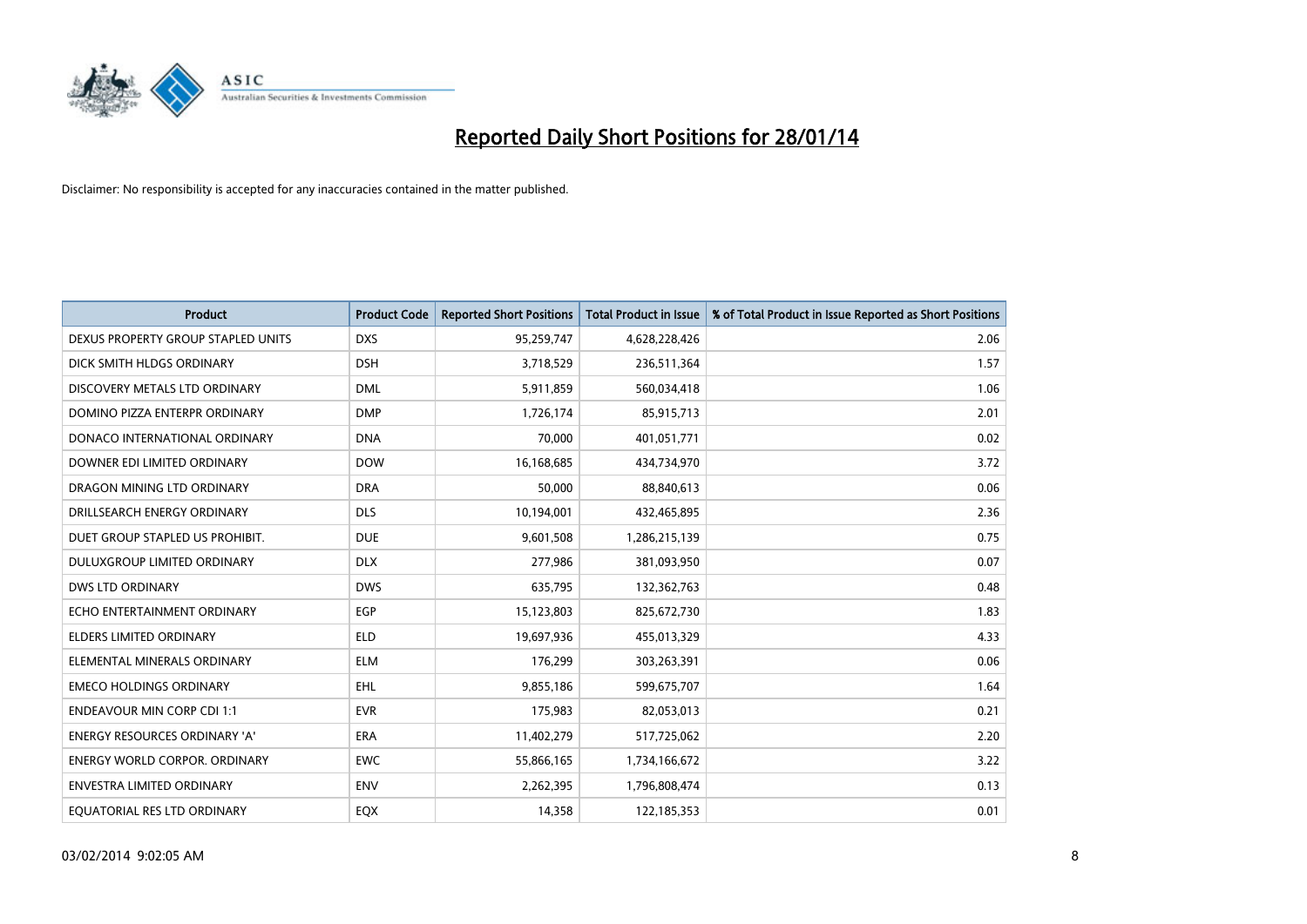# Reported Daily Short Positions for 28/01/14

Disclaimer: No responsibility is accepted for any inaccuracies contained in the matter published.

| Product | Product Code | Reported Short Positions | Total Product in Issue | % of Total Product in Issue Reported as Short Positions |
|---|---|---|---|---|
| DEXUS PROPERTY GROUP STAPLED UNITS | DXS | 95,259,747 | 4,628,228,426 | 2.06 |
| DICK SMITH HLDGS ORDINARY | DSH | 3,718,529 | 236,511,364 | 1.57 |
| DISCOVERY METALS LTD ORDINARY | DML | 5,911,859 | 560,034,418 | 1.06 |
| DOMINO PIZZA ENTERPR ORDINARY | DMP | 1,726,174 | 85,915,713 | 2.01 |
| DONACO INTERNATIONAL ORDINARY | DNA | 70,000 | 401,051,771 | 0.02 |
| DOWNER EDI LIMITED ORDINARY | DOW | 16,168,685 | 434,734,970 | 3.72 |
| DRAGON MINING LTD ORDINARY | DRA | 50,000 | 88,840,613 | 0.06 |
| DRILLSEARCH ENERGY ORDINARY | DLS | 10,194,001 | 432,465,895 | 2.36 |
| DUET GROUP STAPLED US PROHIBIT. | DUE | 9,601,508 | 1,286,215,139 | 0.75 |
| DULUXGROUP LIMITED ORDINARY | DLX | 277,986 | 381,093,950 | 0.07 |
| DWS LTD ORDINARY | DWS | 635,795 | 132,362,763 | 0.48 |
| ECHO ENTERTAINMENT ORDINARY | EGP | 15,123,803 | 825,672,730 | 1.83 |
| ELDERS LIMITED ORDINARY | ELD | 19,697,936 | 455,013,329 | 4.33 |
| ELEMENTAL MINERALS ORDINARY | ELM | 176,299 | 303,263,391 | 0.06 |
| EMECO HOLDINGS ORDINARY | EHL | 9,855,186 | 599,675,707 | 1.64 |
| ENDEAVOUR MIN CORP CDI 1:1 | EVR | 175,983 | 82,053,013 | 0.21 |
| ENERGY RESOURCES ORDINARY 'A' | ERA | 11,402,279 | 517,725,062 | 2.20 |
| ENERGY WORLD CORPOR. ORDINARY | EWC | 55,866,165 | 1,734,166,672 | 3.22 |
| ENVESTRA LIMITED ORDINARY | ENV | 2,262,395 | 1,796,808,474 | 0.13 |
| EQUATORIAL RES LTD ORDINARY | EQX | 14,358 | 122,185,353 | 0.01 |

03/02/2014 9:02:05 AM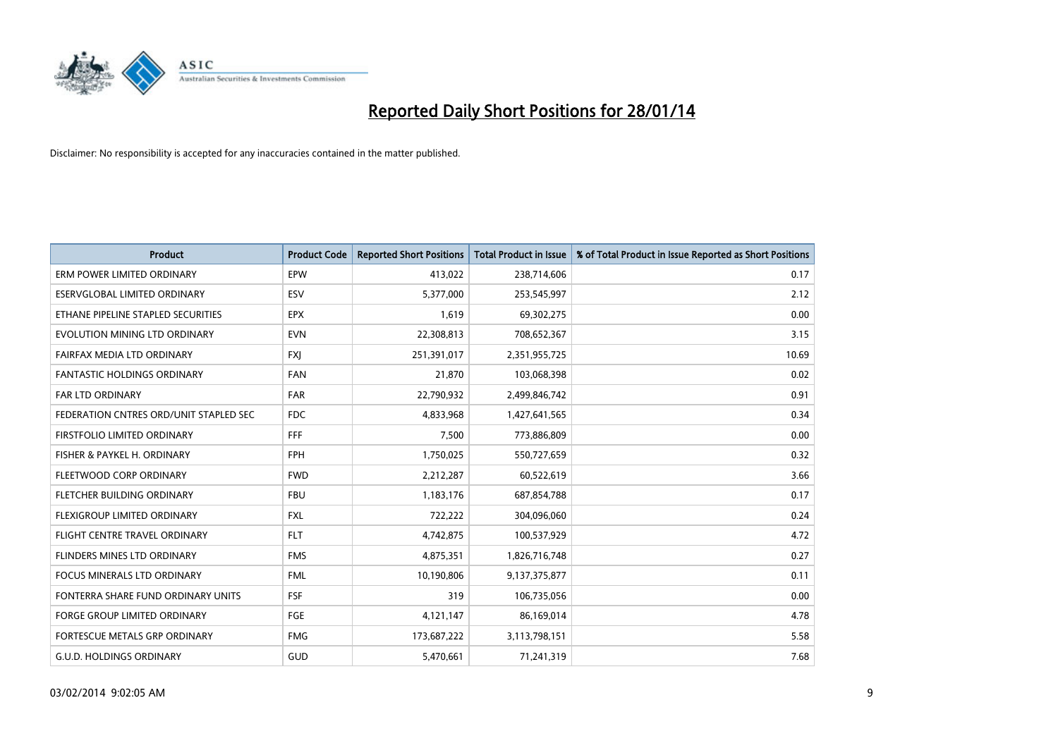# Reported Daily Short Positions for 28/01/14

Disclaimer: No responsibility is accepted for any inaccuracies contained in the matter published.

| Product | Product Code | Reported Short Positions | Total Product in Issue | % of Total Product in Issue Reported as Short Positions |
|---|---|---|---|---|
| ERM POWER LIMITED ORDINARY | EPW | 413,022 | 238,714,606 | 0.17 |
| ESERVGLOBAL LIMITED ORDINARY | ESV | 5,377,000 | 253,545,997 | 2.12 |
| ETHANE PIPELINE STAPLED SECURITIES | EPX | 1,619 | 69,302,275 | 0.00 |
| EVOLUTION MINING LTD ORDINARY | EVN | 22,308,813 | 708,652,367 | 3.15 |
| FAIRFAX MEDIA LTD ORDINARY | FXJ | 251,391,017 | 2,351,955,725 | 10.69 |
| FANTASTIC HOLDINGS ORDINARY | FAN | 21,870 | 103,068,398 | 0.02 |
| FAR LTD ORDINARY | FAR | 22,790,932 | 2,499,846,742 | 0.91 |
| FEDERATION CNTRES ORD/UNIT STAPLED SEC | FDC | 4,833,968 | 1,427,641,565 | 0.34 |
| FIRSTFOLIO LIMITED ORDINARY | FFF | 7,500 | 773,886,809 | 0.00 |
| FISHER & PAYKEL H. ORDINARY | FPH | 1,750,025 | 550,727,659 | 0.32 |
| FLEETWOOD CORP ORDINARY | FWD | 2,212,287 | 60,522,619 | 3.66 |
| FLETCHER BUILDING ORDINARY | FBU | 1,183,176 | 687,854,788 | 0.17 |
| FLEXIGROUP LIMITED ORDINARY | FXL | 722,222 | 304,096,060 | 0.24 |
| FLIGHT CENTRE TRAVEL ORDINARY | FLT | 4,742,875 | 100,537,929 | 4.72 |
| FLINDERS MINES LTD ORDINARY | FMS | 4,875,351 | 1,826,716,748 | 0.27 |
| FOCUS MINERALS LTD ORDINARY | FML | 10,190,806 | 9,137,375,877 | 0.11 |
| FONTERRA SHARE FUND ORDINARY UNITS | FSF | 319 | 106,735,056 | 0.00 |
| FORGE GROUP LIMITED ORDINARY | FGE | 4,121,147 | 86,169,014 | 4.78 |
| FORTESCUE METALS GRP ORDINARY | FMG | 173,687,222 | 3,113,798,151 | 5.58 |
| G.U.D. HOLDINGS ORDINARY | GUD | 5,470,661 | 71,241,319 | 7.68 |

03/02/2014 9:02:05 AM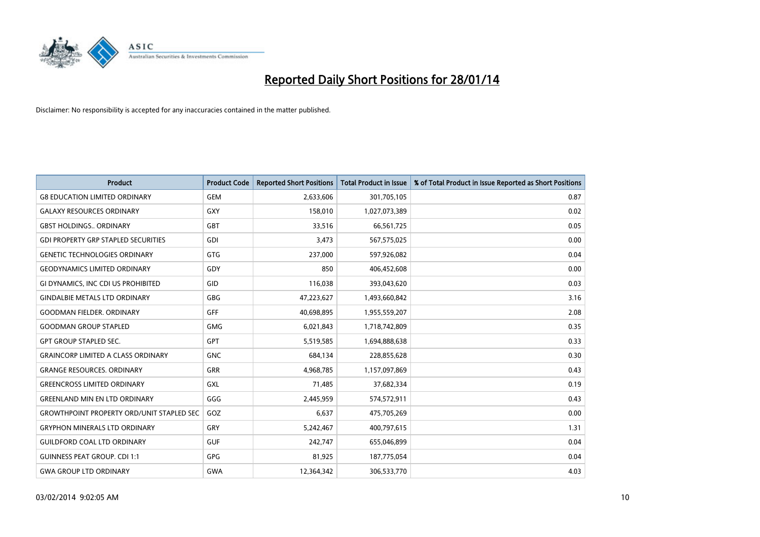# Reported Daily Short Positions for 28/01/14

Disclaimer: No responsibility is accepted for any inaccuracies contained in the matter published.

| Product | Product Code | Reported Short Positions | Total Product in Issue | % of Total Product in Issue Reported as Short Positions |
|---|---|---|---|---|
| G8 EDUCATION LIMITED ORDINARY | GEM | 2,633,606 | 301,705,105 | 0.87 |
| GALAXY RESOURCES ORDINARY | GXY | 158,010 | 1,027,073,389 | 0.02 |
| GBST HOLDINGS.. ORDINARY | GBT | 33,516 | 66,561,725 | 0.05 |
| GDI PROPERTY GRP STAPLED SECURITIES | GDI | 3,473 | 567,575,025 | 0.00 |
| GENETIC TECHNOLOGIES ORDINARY | GTG | 237,000 | 597,926,082 | 0.04 |
| GEODYNAMICS LIMITED ORDINARY | GDY | 850 | 406,452,608 | 0.00 |
| GI DYNAMICS, INC CDI US PROHIBITED | GID | 116,038 | 393,043,620 | 0.03 |
| GINDALBIE METALS LTD ORDINARY | GBG | 47,223,627 | 1,493,660,842 | 3.16 |
| GOODMAN FIELDER. ORDINARY | GFF | 40,698,895 | 1,955,559,207 | 2.08 |
| GOODMAN GROUP STAPLED | GMG | 6,021,843 | 1,718,742,809 | 0.35 |
| GPT GROUP STAPLED SEC. | GPT | 5,519,585 | 1,694,888,638 | 0.33 |
| GRAINCORP LIMITED A CLASS ORDINARY | GNC | 684,134 | 228,855,628 | 0.30 |
| GRANGE RESOURCES. ORDINARY | GRR | 4,968,785 | 1,157,097,869 | 0.43 |
| GREENCROSS LIMITED ORDINARY | GXL | 71,485 | 37,682,334 | 0.19 |
| GREENLAND MIN EN LTD ORDINARY | GGG | 2,445,959 | 574,572,911 | 0.43 |
| GROWTHPOINT PROPERTY ORD/UNIT STAPLED SEC | GOZ | 6,637 | 475,705,269 | 0.00 |
| GRYPHON MINERALS LTD ORDINARY | GRY | 5,242,467 | 400,797,615 | 1.31 |
| GUILDFORD COAL LTD ORDINARY | GUF | 242,747 | 655,046,899 | 0.04 |
| GUINNESS PEAT GROUP. CDI 1:1 | GPG | 81,925 | 187,775,054 | 0.04 |
| GWA GROUP LTD ORDINARY | GWA | 12,364,342 | 306,533,770 | 4.03 |

03/02/2014 9:02:05 AM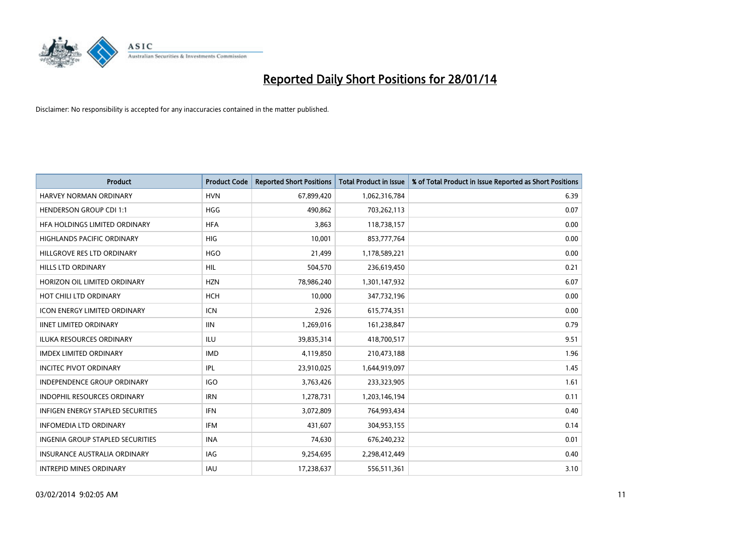# Reported Daily Short Positions for 28/01/14

Disclaimer: No responsibility is accepted for any inaccuracies contained in the matter published.

| Product | Product Code | Reported Short Positions | Total Product in Issue | % of Total Product in Issue Reported as Short Positions |
|---|---|---|---|---|
| HARVEY NORMAN ORDINARY | HVN | 67,899,420 | 1,062,316,784 | 6.39 |
| HENDERSON GROUP CDI 1:1 | HGG | 490,862 | 703,262,113 | 0.07 |
| HFA HOLDINGS LIMITED ORDINARY | HFA | 3,863 | 118,738,157 | 0.00 |
| HIGHLANDS PACIFIC ORDINARY | HIG | 10,001 | 853,777,764 | 0.00 |
| HILLGROVE RES LTD ORDINARY | HGO | 21,499 | 1,178,589,221 | 0.00 |
| HILLS LTD ORDINARY | HIL | 504,570 | 236,619,450 | 0.21 |
| HORIZON OIL LIMITED ORDINARY | HZN | 78,986,240 | 1,301,147,932 | 6.07 |
| HOT CHILI LTD ORDINARY | HCH | 10,000 | 347,732,196 | 0.00 |
| ICON ENERGY LIMITED ORDINARY | ICN | 2,926 | 615,774,351 | 0.00 |
| IINET LIMITED ORDINARY | IIN | 1,269,016 | 161,238,847 | 0.79 |
| ILUKA RESOURCES ORDINARY | ILU | 39,835,314 | 418,700,517 | 9.51 |
| IMDEX LIMITED ORDINARY | IMD | 4,119,850 | 210,473,188 | 1.96 |
| INCITEC PIVOT ORDINARY | IPL | 23,910,025 | 1,644,919,097 | 1.45 |
| INDEPENDENCE GROUP ORDINARY | IGO | 3,763,426 | 233,323,905 | 1.61 |
| INDOPHIL RESOURCES ORDINARY | IRN | 1,278,731 | 1,203,146,194 | 0.11 |
| INFIGEN ENERGY STAPLED SECURITIES | IFN | 3,072,809 | 764,993,434 | 0.40 |
| INFOMEDIA LTD ORDINARY | IFM | 431,607 | 304,953,155 | 0.14 |
| INGENIA GROUP STAPLED SECURITIES | INA | 74,630 | 676,240,232 | 0.01 |
| INSURANCE AUSTRALIA ORDINARY | IAG | 9,254,695 | 2,298,412,449 | 0.40 |
| INTREPID MINES ORDINARY | IAU | 17,238,637 | 556,511,361 | 3.10 |

03/02/2014 9:02:05 AM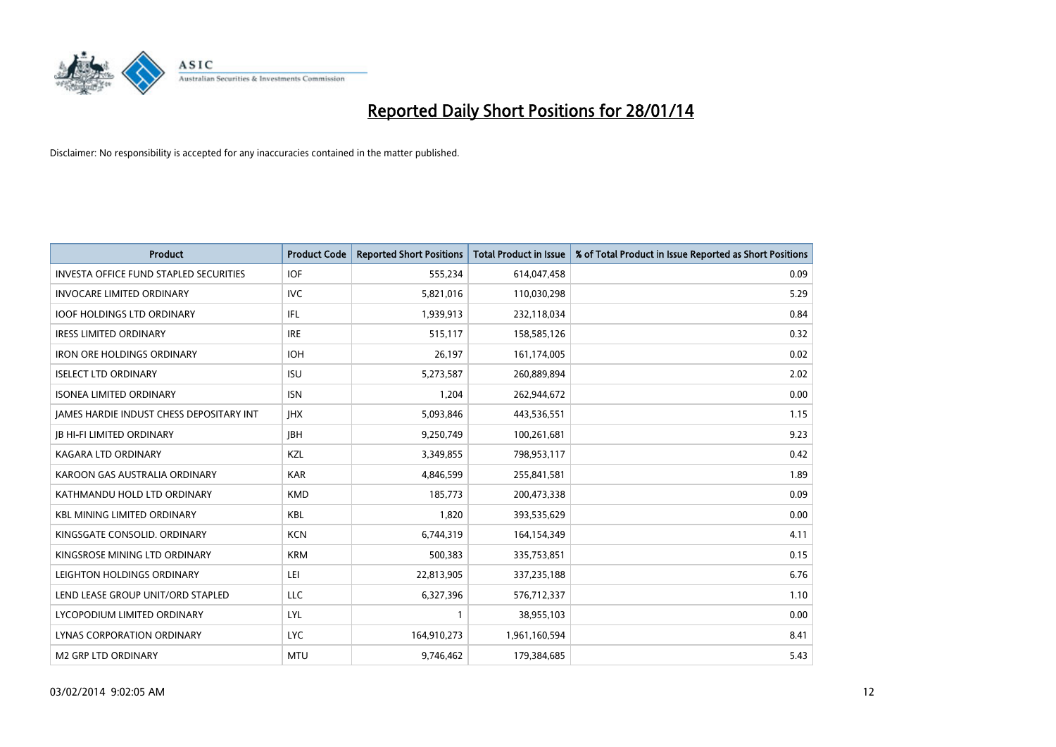# Reported Daily Short Positions for 28/01/14

Disclaimer: No responsibility is accepted for any inaccuracies contained in the matter published.

| Product | Product Code | Reported Short Positions | Total Product in Issue | % of Total Product in Issue Reported as Short Positions |
|---|---|---|---|---|
| INVESTA OFFICE FUND STAPLED SECURITIES | IOF | 555,234 | 614,047,458 | 0.09 |
| INVOCARE LIMITED ORDINARY | IVC | 5,821,016 | 110,030,298 | 5.29 |
| IOOF HOLDINGS LTD ORDINARY | IFL | 1,939,913 | 232,118,034 | 0.84 |
| IRESS LIMITED ORDINARY | IRE | 515,117 | 158,585,126 | 0.32 |
| IRON ORE HOLDINGS ORDINARY | IOH | 26,197 | 161,174,005 | 0.02 |
| ISELECT LTD ORDINARY | ISU | 5,273,587 | 260,889,894 | 2.02 |
| ISONEA LIMITED ORDINARY | ISN | 1,204 | 262,944,672 | 0.00 |
| JAMES HARDIE INDUST CHESS DEPOSITARY INT | JHX | 5,093,846 | 443,536,551 | 1.15 |
| JB HI-FI LIMITED ORDINARY | JBH | 9,250,749 | 100,261,681 | 9.23 |
| KAGARA LTD ORDINARY | KZL | 3,349,855 | 798,953,117 | 0.42 |
| KAROON GAS AUSTRALIA ORDINARY | KAR | 4,846,599 | 255,841,581 | 1.89 |
| KATHMANDU HOLD LTD ORDINARY | KMD | 185,773 | 200,473,338 | 0.09 |
| KBL MINING LIMITED ORDINARY | KBL | 1,820 | 393,535,629 | 0.00 |
| KINGSGATE CONSOLID. ORDINARY | KCN | 6,744,319 | 164,154,349 | 4.11 |
| KINGSROSE MINING LTD ORDINARY | KRM | 500,383 | 335,753,851 | 0.15 |
| LEIGHTON HOLDINGS ORDINARY | LEI | 22,813,905 | 337,235,188 | 6.76 |
| LEND LEASE GROUP UNIT/ORD STAPLED | LLC | 6,327,396 | 576,712,337 | 1.10 |
| LYCOPODIUM LIMITED ORDINARY | LYL | 1 | 38,955,103 | 0.00 |
| LYNAS CORPORATION ORDINARY | LYC | 164,910,273 | 1,961,160,594 | 8.41 |
| M2 GRP LTD ORDINARY | MTU | 9,746,462 | 179,384,685 | 5.43 |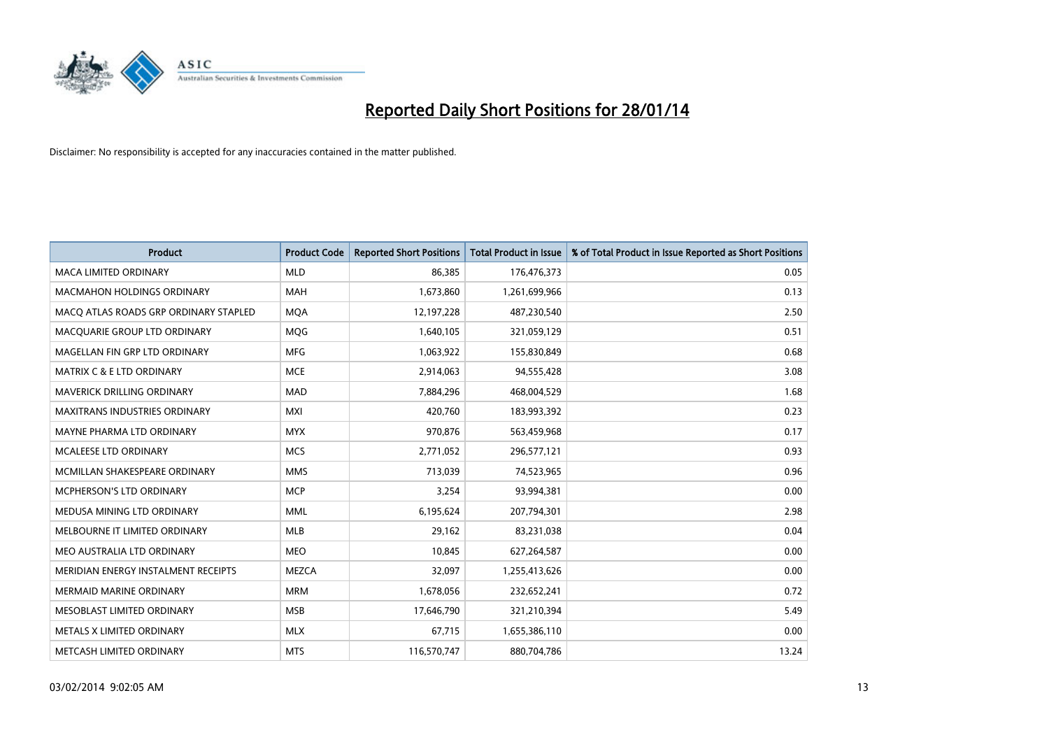# Reported Daily Short Positions for 28/01/14

Disclaimer: No responsibility is accepted for any inaccuracies contained in the matter published.

| Product | Product Code | Reported Short Positions | Total Product in Issue | % of Total Product in Issue Reported as Short Positions |
|---|---|---|---|---|
| MACA LIMITED ORDINARY | MLD | 86,385 | 176,476,373 | 0.05 |
| MACMAHON HOLDINGS ORDINARY | MAH | 1,673,860 | 1,261,699,966 | 0.13 |
| MACQ ATLAS ROADS GRP ORDINARY STAPLED | MQA | 12,197,228 | 487,230,540 | 2.50 |
| MACQUARIE GROUP LTD ORDINARY | MQG | 1,640,105 | 321,059,129 | 0.51 |
| MAGELLAN FIN GRP LTD ORDINARY | MFG | 1,063,922 | 155,830,849 | 0.68 |
| MATRIX C & E LTD ORDINARY | MCE | 2,914,063 | 94,555,428 | 3.08 |
| MAVERICK DRILLING ORDINARY | MAD | 7,884,296 | 468,004,529 | 1.68 |
| MAXITRANS INDUSTRIES ORDINARY | MXI | 420,760 | 183,993,392 | 0.23 |
| MAYNE PHARMA LTD ORDINARY | MYX | 970,876 | 563,459,968 | 0.17 |
| MCALEESE LTD ORDINARY | MCS | 2,771,052 | 296,577,121 | 0.93 |
| MCMILLAN SHAKESPEARE ORDINARY | MMS | 713,039 | 74,523,965 | 0.96 |
| MCPHERSON'S LTD ORDINARY | MCP | 3,254 | 93,994,381 | 0.00 |
| MEDUSA MINING LTD ORDINARY | MML | 6,195,624 | 207,794,301 | 2.98 |
| MELBOURNE IT LIMITED ORDINARY | MLB | 29,162 | 83,231,038 | 0.04 |
| MEO AUSTRALIA LTD ORDINARY | MEO | 10,845 | 627,264,587 | 0.00 |
| MERIDIAN ENERGY INSTALMENT RECEIPTS | MEZCA | 32,097 | 1,255,413,626 | 0.00 |
| MERMAID MARINE ORDINARY | MRM | 1,678,056 | 232,652,241 | 0.72 |
| MESOBLAST LIMITED ORDINARY | MSB | 17,646,790 | 321,210,394 | 5.49 |
| METALS X LIMITED ORDINARY | MLX | 67,715 | 1,655,386,110 | 0.00 |
| METCASH LIMITED ORDINARY | MTS | 116,570,747 | 880,704,786 | 13.24 |

03/02/2014 9:02:05 AM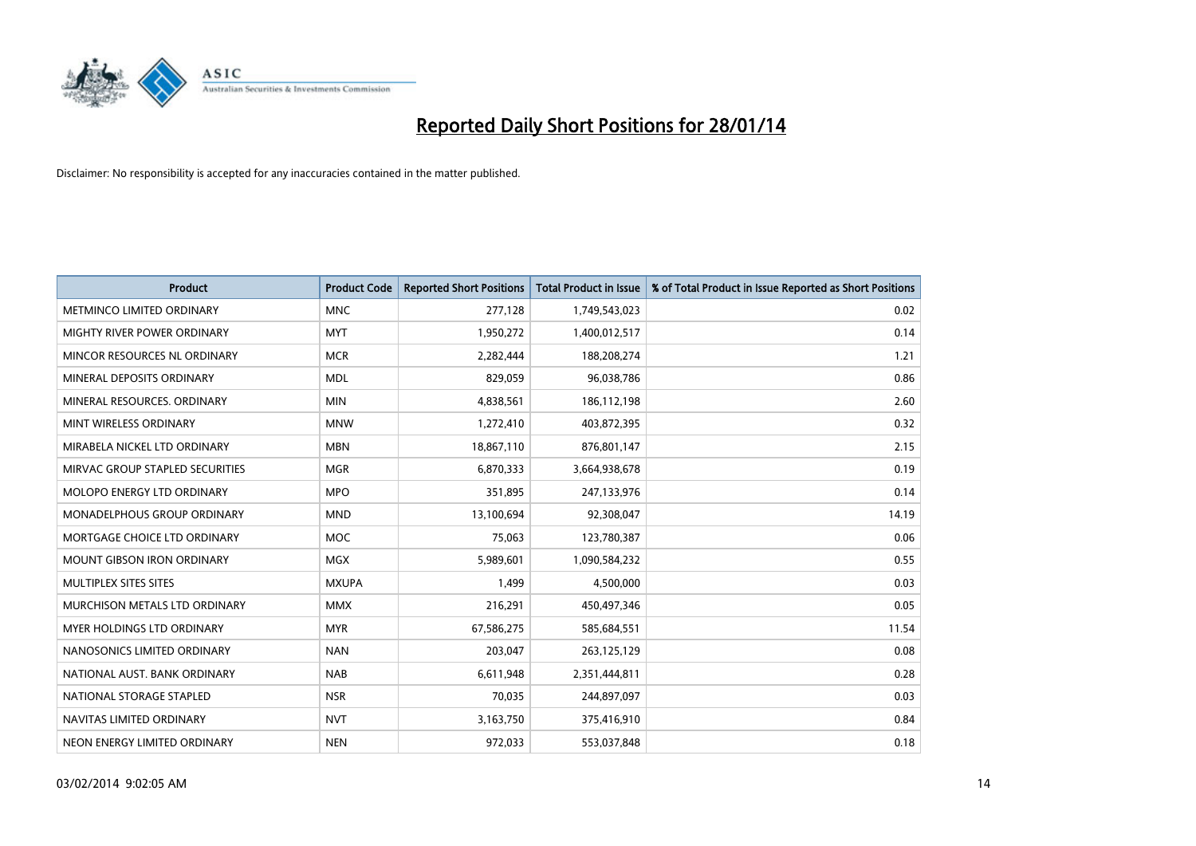# Reported Daily Short Positions for 28/01/14

Disclaimer: No responsibility is accepted for any inaccuracies contained in the matter published.

| Product | Product Code | Reported Short Positions | Total Product in Issue | % of Total Product in Issue Reported as Short Positions |
|---|---|---|---|---|
| METMINCO LIMITED ORDINARY | MNC | 277,128 | 1,749,543,023 | 0.02 |
| MIGHTY RIVER POWER ORDINARY | MYT | 1,950,272 | 1,400,012,517 | 0.14 |
| MINCOR RESOURCES NL ORDINARY | MCR | 2,282,444 | 188,208,274 | 1.21 |
| MINERAL DEPOSITS ORDINARY | MDL | 829,059 | 96,038,786 | 0.86 |
| MINERAL RESOURCES. ORDINARY | MIN | 4,838,561 | 186,112,198 | 2.60 |
| MINT WIRELESS ORDINARY | MNW | 1,272,410 | 403,872,395 | 0.32 |
| MIRABELA NICKEL LTD ORDINARY | MBN | 18,867,110 | 876,801,147 | 2.15 |
| MIRVAC GROUP STAPLED SECURITIES | MGR | 6,870,333 | 3,664,938,678 | 0.19 |
| MOLOPO ENERGY LTD ORDINARY | MPO | 351,895 | 247,133,976 | 0.14 |
| MONADELPHOUS GROUP ORDINARY | MND | 13,100,694 | 92,308,047 | 14.19 |
| MORTGAGE CHOICE LTD ORDINARY | MOC | 75,063 | 123,780,387 | 0.06 |
| MOUNT GIBSON IRON ORDINARY | MGX | 5,989,601 | 1,090,584,232 | 0.55 |
| MULTIPLEX SITES SITES | MXUPA | 1,499 | 4,500,000 | 0.03 |
| MURCHISON METALS LTD ORDINARY | MMX | 216,291 | 450,497,346 | 0.05 |
| MYER HOLDINGS LTD ORDINARY | MYR | 67,586,275 | 585,684,551 | 11.54 |
| NANOSONICS LIMITED ORDINARY | NAN | 203,047 | 263,125,129 | 0.08 |
| NATIONAL AUST. BANK ORDINARY | NAB | 6,611,948 | 2,351,444,811 | 0.28 |
| NATIONAL STORAGE STAPLED | NSR | 70,035 | 244,897,097 | 0.03 |
| NAVITAS LIMITED ORDINARY | NVT | 3,163,750 | 375,416,910 | 0.84 |
| NEON ENERGY LIMITED ORDINARY | NEN | 972,033 | 553,037,848 | 0.18 |

03/02/2014 9:02:05 AM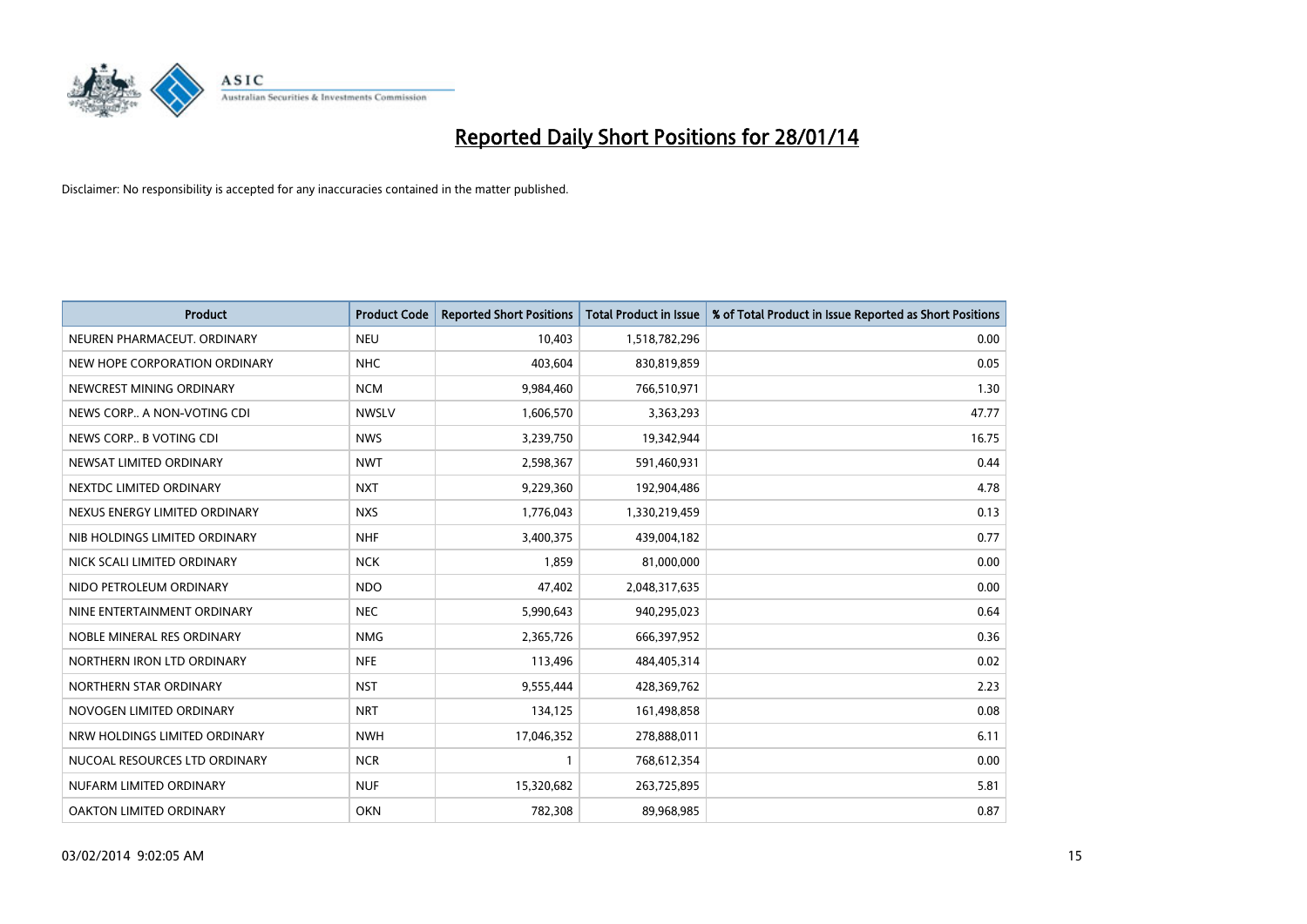# Reported Daily Short Positions for 28/01/14

Disclaimer: No responsibility is accepted for any inaccuracies contained in the matter published.

| Product | Product Code | Reported Short Positions | Total Product in Issue | % of Total Product in Issue Reported as Short Positions |
|---|---|---|---|---|
| NEUREN PHARMACEUT. ORDINARY | NEU | 10,403 | 1,518,782,296 | 0.00 |
| NEW HOPE CORPORATION ORDINARY | NHC | 403,604 | 830,819,859 | 0.05 |
| NEWCREST MINING ORDINARY | NCM | 9,984,460 | 766,510,971 | 1.30 |
| NEWS CORP.. A NON-VOTING CDI | NWSLV | 1,606,570 | 3,363,293 | 47.77 |
| NEWS CORP.. B VOTING CDI | NWS | 3,239,750 | 19,342,944 | 16.75 |
| NEWSAT LIMITED ORDINARY | NWT | 2,598,367 | 591,460,931 | 0.44 |
| NEXTDC LIMITED ORDINARY | NXT | 9,229,360 | 192,904,486 | 4.78 |
| NEXUS ENERGY LIMITED ORDINARY | NXS | 1,776,043 | 1,330,219,459 | 0.13 |
| NIB HOLDINGS LIMITED ORDINARY | NHF | 3,400,375 | 439,004,182 | 0.77 |
| NICK SCALI LIMITED ORDINARY | NCK | 1,859 | 81,000,000 | 0.00 |
| NIDO PETROLEUM ORDINARY | NDO | 47,402 | 2,048,317,635 | 0.00 |
| NINE ENTERTAINMENT ORDINARY | NEC | 5,990,643 | 940,295,023 | 0.64 |
| NOBLE MINERAL RES ORDINARY | NMG | 2,365,726 | 666,397,952 | 0.36 |
| NORTHERN IRON LTD ORDINARY | NFE | 113,496 | 484,405,314 | 0.02 |
| NORTHERN STAR ORDINARY | NST | 9,555,444 | 428,369,762 | 2.23 |
| NOVOGEN LIMITED ORDINARY | NRT | 134,125 | 161,498,858 | 0.08 |
| NRW HOLDINGS LIMITED ORDINARY | NWH | 17,046,352 | 278,888,011 | 6.11 |
| NUCOAL RESOURCES LTD ORDINARY | NCR | 1 | 768,612,354 | 0.00 |
| NUFARM LIMITED ORDINARY | NUF | 15,320,682 | 263,725,895 | 5.81 |
| OAKTON LIMITED ORDINARY | OKN | 782,308 | 89,968,985 | 0.87 |

03/02/2014 9:02:05 AM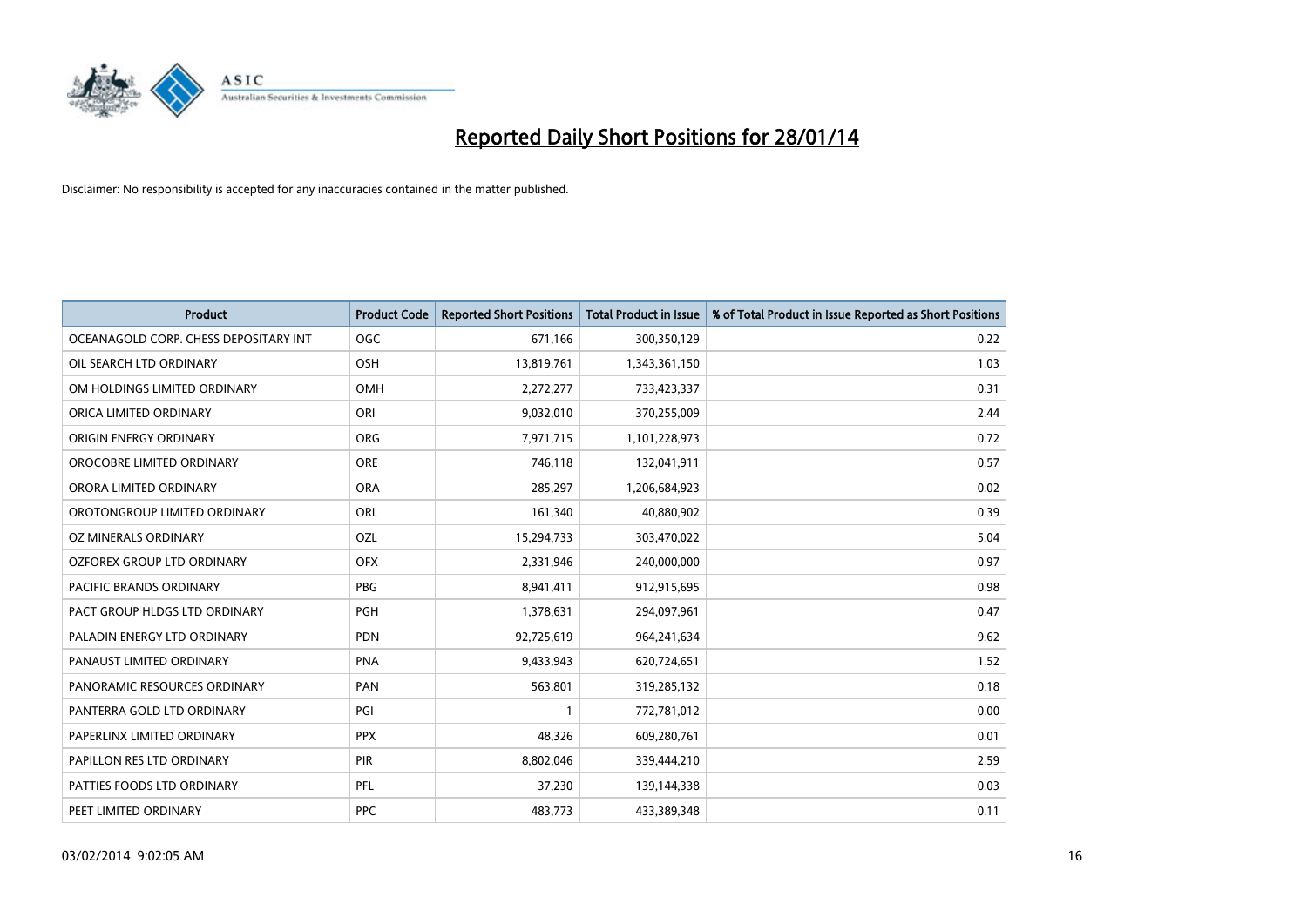# Reported Daily Short Positions for 28/01/14

Disclaimer: No responsibility is accepted for any inaccuracies contained in the matter published.

| Product | Product Code | Reported Short Positions | Total Product in Issue | % of Total Product in Issue Reported as Short Positions |
|---|---|---|---|---|
| OCEANAGOLD CORP. CHESS DEPOSITARY INT | OGC | 671,166 | 300,350,129 | 0.22 |
| OIL SEARCH LTD ORDINARY | OSH | 13,819,761 | 1,343,361,150 | 1.03 |
| OM HOLDINGS LIMITED ORDINARY | OMH | 2,272,277 | 733,423,337 | 0.31 |
| ORICA LIMITED ORDINARY | ORI | 9,032,010 | 370,255,009 | 2.44 |
| ORIGIN ENERGY ORDINARY | ORG | 7,971,715 | 1,101,228,973 | 0.72 |
| OROCOBRE LIMITED ORDINARY | ORE | 746,118 | 132,041,911 | 0.57 |
| ORORA LIMITED ORDINARY | ORA | 285,297 | 1,206,684,923 | 0.02 |
| OROTONGROUP LIMITED ORDINARY | ORL | 161,340 | 40,880,902 | 0.39 |
| OZ MINERALS ORDINARY | OZL | 15,294,733 | 303,470,022 | 5.04 |
| OZFOREX GROUP LTD ORDINARY | OFX | 2,331,946 | 240,000,000 | 0.97 |
| PACIFIC BRANDS ORDINARY | PBG | 8,941,411 | 912,915,695 | 0.98 |
| PACT GROUP HLDGS LTD ORDINARY | PGH | 1,378,631 | 294,097,961 | 0.47 |
| PALADIN ENERGY LTD ORDINARY | PDN | 92,725,619 | 964,241,634 | 9.62 |
| PANAUST LIMITED ORDINARY | PNA | 9,433,943 | 620,724,651 | 1.52 |
| PANORAMIC RESOURCES ORDINARY | PAN | 563,801 | 319,285,132 | 0.18 |
| PANTERRA GOLD LTD ORDINARY | PGI | 1 | 772,781,012 | 0.00 |
| PAPERLINX LIMITED ORDINARY | PPX | 48,326 | 609,280,761 | 0.01 |
| PAPILLON RES LTD ORDINARY | PIR | 8,802,046 | 339,444,210 | 2.59 |
| PATTIES FOODS LTD ORDINARY | PFL | 37,230 | 139,144,338 | 0.03 |
| PEET LIMITED ORDINARY | PPC | 483,773 | 433,389,348 | 0.11 |

03/02/2014 9:02:05 AM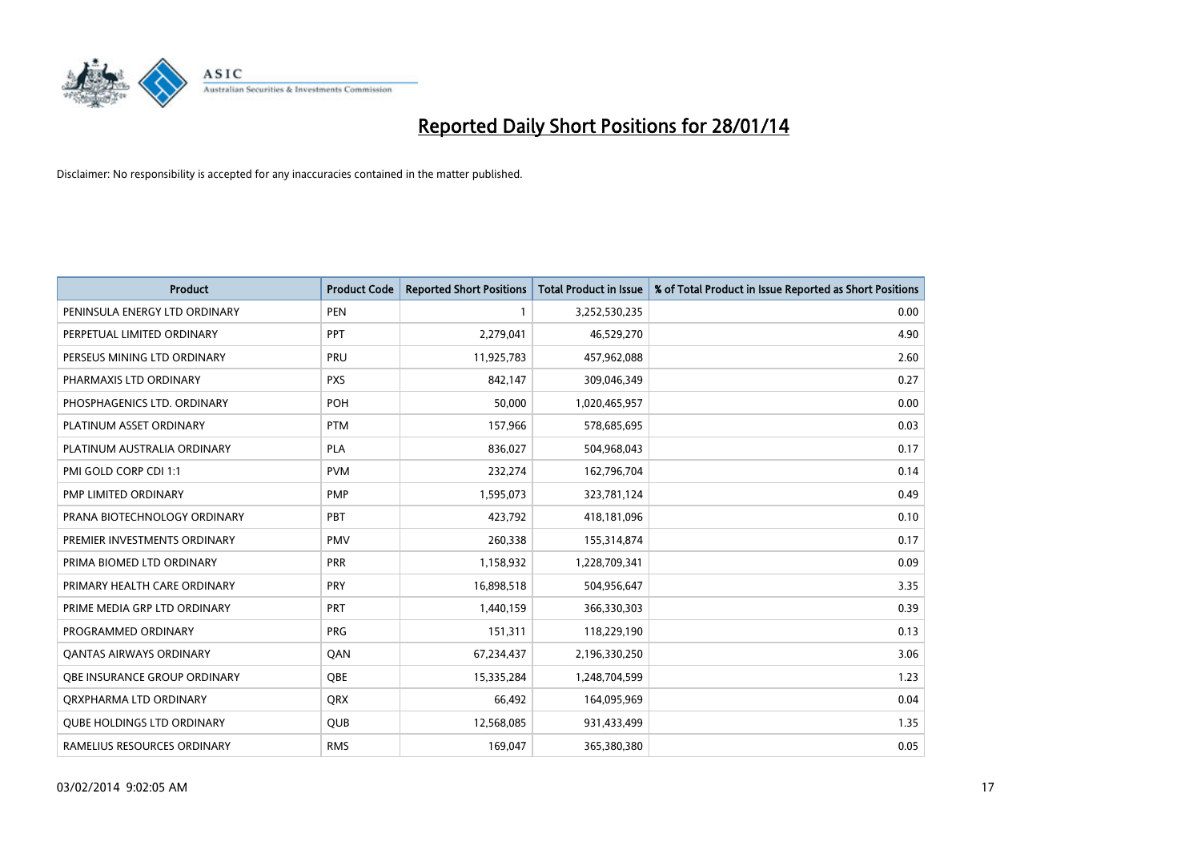# Reported Daily Short Positions for 28/01/14

Disclaimer: No responsibility is accepted for any inaccuracies contained in the matter published.

| Product | Product Code | Reported Short Positions | Total Product in Issue | % of Total Product in Issue Reported as Short Positions |
|---|---|---|---|---|
| PENINSULA ENERGY LTD ORDINARY | PEN | 1 | 3,252,530,235 | 0.00 |
| PERPETUAL LIMITED ORDINARY | PPT | 2,279,041 | 46,529,270 | 4.90 |
| PERSEUS MINING LTD ORDINARY | PRU | 11,925,783 | 457,962,088 | 2.60 |
| PHARMAXIS LTD ORDINARY | PXS | 842,147 | 309,046,349 | 0.27 |
| PHOSPHAGENICS LTD. ORDINARY | POH | 50,000 | 1,020,465,957 | 0.00 |
| PLATINUM ASSET ORDINARY | PTM | 157,966 | 578,685,695 | 0.03 |
| PLATINUM AUSTRALIA ORDINARY | PLA | 836,027 | 504,968,043 | 0.17 |
| PMI GOLD CORP CDI 1:1 | PVM | 232,274 | 162,796,704 | 0.14 |
| PMP LIMITED ORDINARY | PMP | 1,595,073 | 323,781,124 | 0.49 |
| PRANA BIOTECHNOLOGY ORDINARY | PBT | 423,792 | 418,181,096 | 0.10 |
| PREMIER INVESTMENTS ORDINARY | PMV | 260,338 | 155,314,874 | 0.17 |
| PRIMA BIOMED LTD ORDINARY | PRR | 1,158,932 | 1,228,709,341 | 0.09 |
| PRIMARY HEALTH CARE ORDINARY | PRY | 16,898,518 | 504,956,647 | 3.35 |
| PRIME MEDIA GRP LTD ORDINARY | PRT | 1,440,159 | 366,330,303 | 0.39 |
| PROGRAMMED ORDINARY | PRG | 151,311 | 118,229,190 | 0.13 |
| QANTAS AIRWAYS ORDINARY | QAN | 67,234,437 | 2,196,330,250 | 3.06 |
| QBE INSURANCE GROUP ORDINARY | QBE | 15,335,284 | 1,248,704,599 | 1.23 |
| QRXPHARMA LTD ORDINARY | QRX | 66,492 | 164,095,969 | 0.04 |
| QUBE HOLDINGS LTD ORDINARY | QUB | 12,568,085 | 931,433,499 | 1.35 |
| RAMELIUS RESOURCES ORDINARY | RMS | 169,047 | 365,380,380 | 0.05 |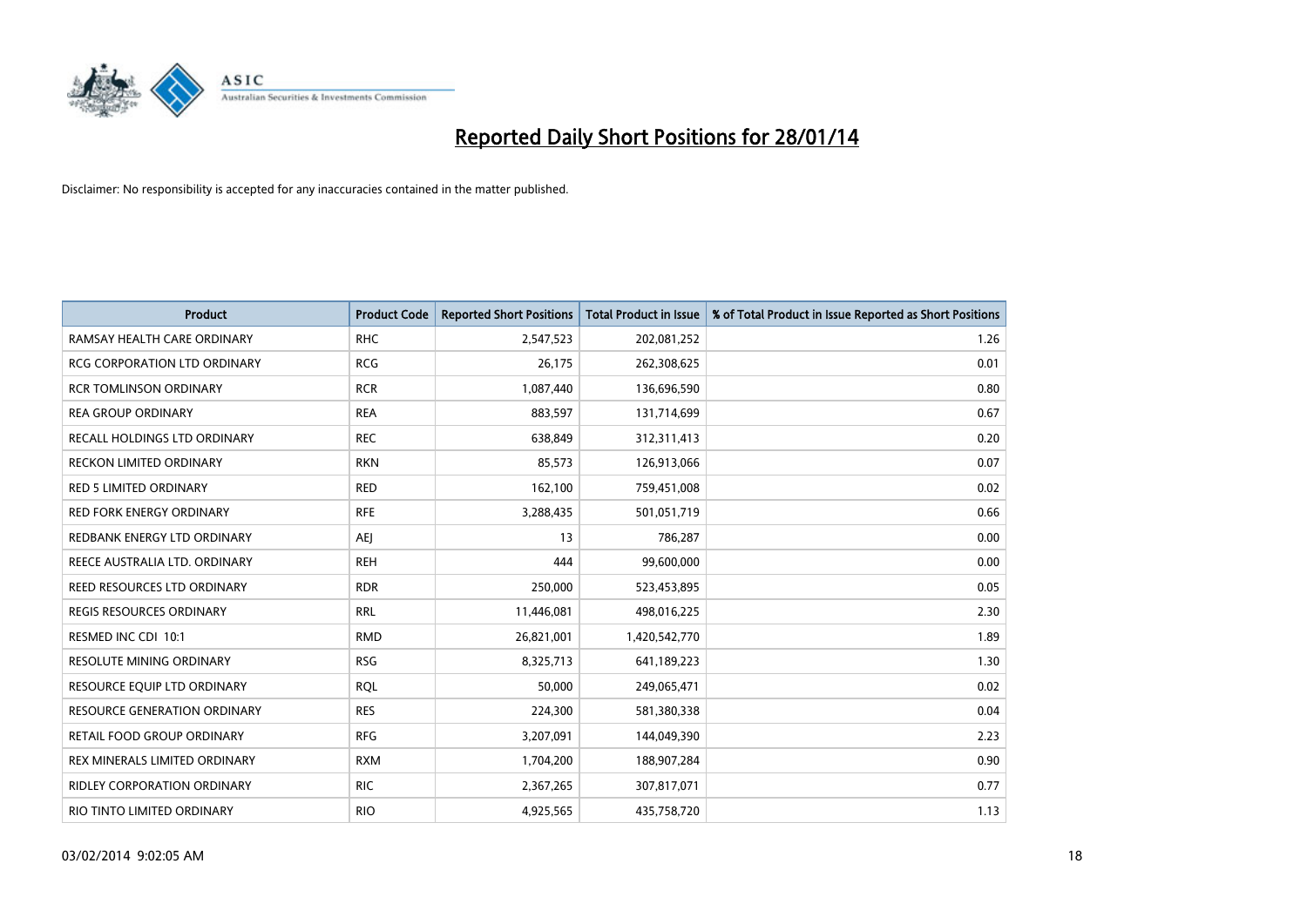# Reported Daily Short Positions for 28/01/14

Disclaimer: No responsibility is accepted for any inaccuracies contained in the matter published.

| Product | Product Code | Reported Short Positions | Total Product in Issue | % of Total Product in Issue Reported as Short Positions |
|---|---|---|---|---|
| RAMSAY HEALTH CARE ORDINARY | RHC | 2,547,523 | 202,081,252 | 1.26 |
| RCG CORPORATION LTD ORDINARY | RCG | 26,175 | 262,308,625 | 0.01 |
| RCR TOMLINSON ORDINARY | RCR | 1,087,440 | 136,696,590 | 0.80 |
| REA GROUP ORDINARY | REA | 883,597 | 131,714,699 | 0.67 |
| RECALL HOLDINGS LTD ORDINARY | REC | 638,849 | 312,311,413 | 0.20 |
| RECKON LIMITED ORDINARY | RKN | 85,573 | 126,913,066 | 0.07 |
| RED 5 LIMITED ORDINARY | RED | 162,100 | 759,451,008 | 0.02 |
| RED FORK ENERGY ORDINARY | RFE | 3,288,435 | 501,051,719 | 0.66 |
| REDBANK ENERGY LTD ORDINARY | AEJ | 13 | 786,287 | 0.00 |
| REECE AUSTRALIA LTD. ORDINARY | REH | 444 | 99,600,000 | 0.00 |
| REED RESOURCES LTD ORDINARY | RDR | 250,000 | 523,453,895 | 0.05 |
| REGIS RESOURCES ORDINARY | RRL | 11,446,081 | 498,016,225 | 2.30 |
| RESMED INC CDI 10:1 | RMD | 26,821,001 | 1,420,542,770 | 1.89 |
| RESOLUTE MINING ORDINARY | RSG | 8,325,713 | 641,189,223 | 1.30 |
| RESOURCE EQUIP LTD ORDINARY | RQL | 50,000 | 249,065,471 | 0.02 |
| RESOURCE GENERATION ORDINARY | RES | 224,300 | 581,380,338 | 0.04 |
| RETAIL FOOD GROUP ORDINARY | RFG | 3,207,091 | 144,049,390 | 2.23 |
| REX MINERALS LIMITED ORDINARY | RXM | 1,704,200 | 188,907,284 | 0.90 |
| RIDLEY CORPORATION ORDINARY | RIC | 2,367,265 | 307,817,071 | 0.77 |
| RIO TINTO LIMITED ORDINARY | RIO | 4,925,565 | 435,758,720 | 1.13 |

03/02/2014 9:02:05 AM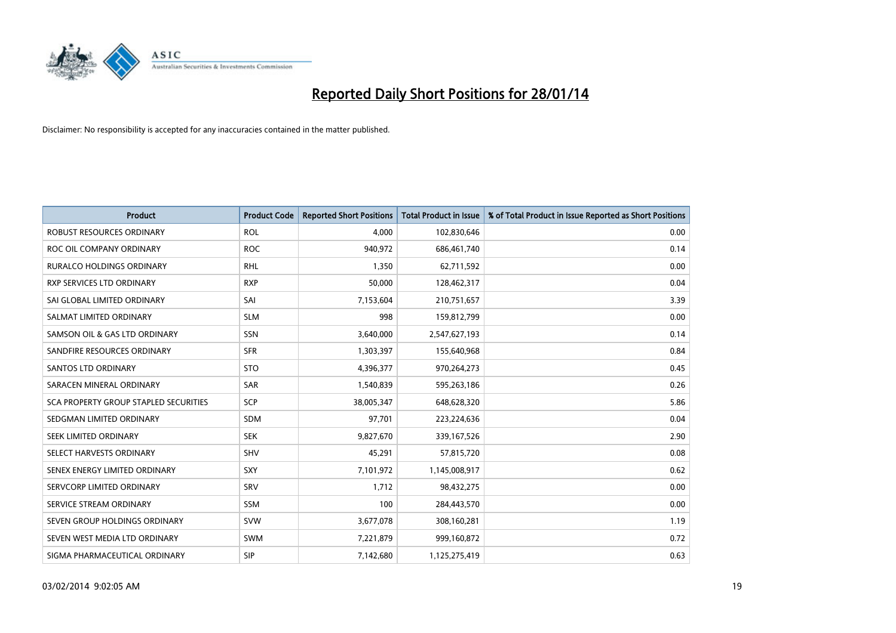# Reported Daily Short Positions for 28/01/14

Disclaimer: No responsibility is accepted for any inaccuracies contained in the matter published.

| Product | Product Code | Reported Short Positions | Total Product in Issue | % of Total Product in Issue Reported as Short Positions |
|---|---|---|---|---|
| ROBUST RESOURCES ORDINARY | ROL | 4,000 | 102,830,646 | 0.00 |
| ROC OIL COMPANY ORDINARY | ROC | 940,972 | 686,461,740 | 0.14 |
| RURALCO HOLDINGS ORDINARY | RHL | 1,350 | 62,711,592 | 0.00 |
| RXP SERVICES LTD ORDINARY | RXP | 50,000 | 128,462,317 | 0.04 |
| SAI GLOBAL LIMITED ORDINARY | SAI | 7,153,604 | 210,751,657 | 3.39 |
| SALMAT LIMITED ORDINARY | SLM | 998 | 159,812,799 | 0.00 |
| SAMSON OIL & GAS LTD ORDINARY | SSN | 3,640,000 | 2,547,627,193 | 0.14 |
| SANDFIRE RESOURCES ORDINARY | SFR | 1,303,397 | 155,640,968 | 0.84 |
| SANTOS LTD ORDINARY | STO | 4,396,377 | 970,264,273 | 0.45 |
| SARACEN MINERAL ORDINARY | SAR | 1,540,839 | 595,263,186 | 0.26 |
| SCA PROPERTY GROUP STAPLED SECURITIES | SCP | 38,005,347 | 648,628,320 | 5.86 |
| SEDGMAN LIMITED ORDINARY | SDM | 97,701 | 223,224,636 | 0.04 |
| SEEK LIMITED ORDINARY | SEK | 9,827,670 | 339,167,526 | 2.90 |
| SELECT HARVESTS ORDINARY | SHV | 45,291 | 57,815,720 | 0.08 |
| SENEX ENERGY LIMITED ORDINARY | SXY | 7,101,972 | 1,145,008,917 | 0.62 |
| SERVCORP LIMITED ORDINARY | SRV | 1,712 | 98,432,275 | 0.00 |
| SERVICE STREAM ORDINARY | SSM | 100 | 284,443,570 | 0.00 |
| SEVEN GROUP HOLDINGS ORDINARY | SVW | 3,677,078 | 308,160,281 | 1.19 |
| SEVEN WEST MEDIA LTD ORDINARY | SWM | 7,221,879 | 999,160,872 | 0.72 |
| SIGMA PHARMACEUTICAL ORDINARY | SIP | 7,142,680 | 1,125,275,419 | 0.63 |

03/02/2014 9:02:05 AM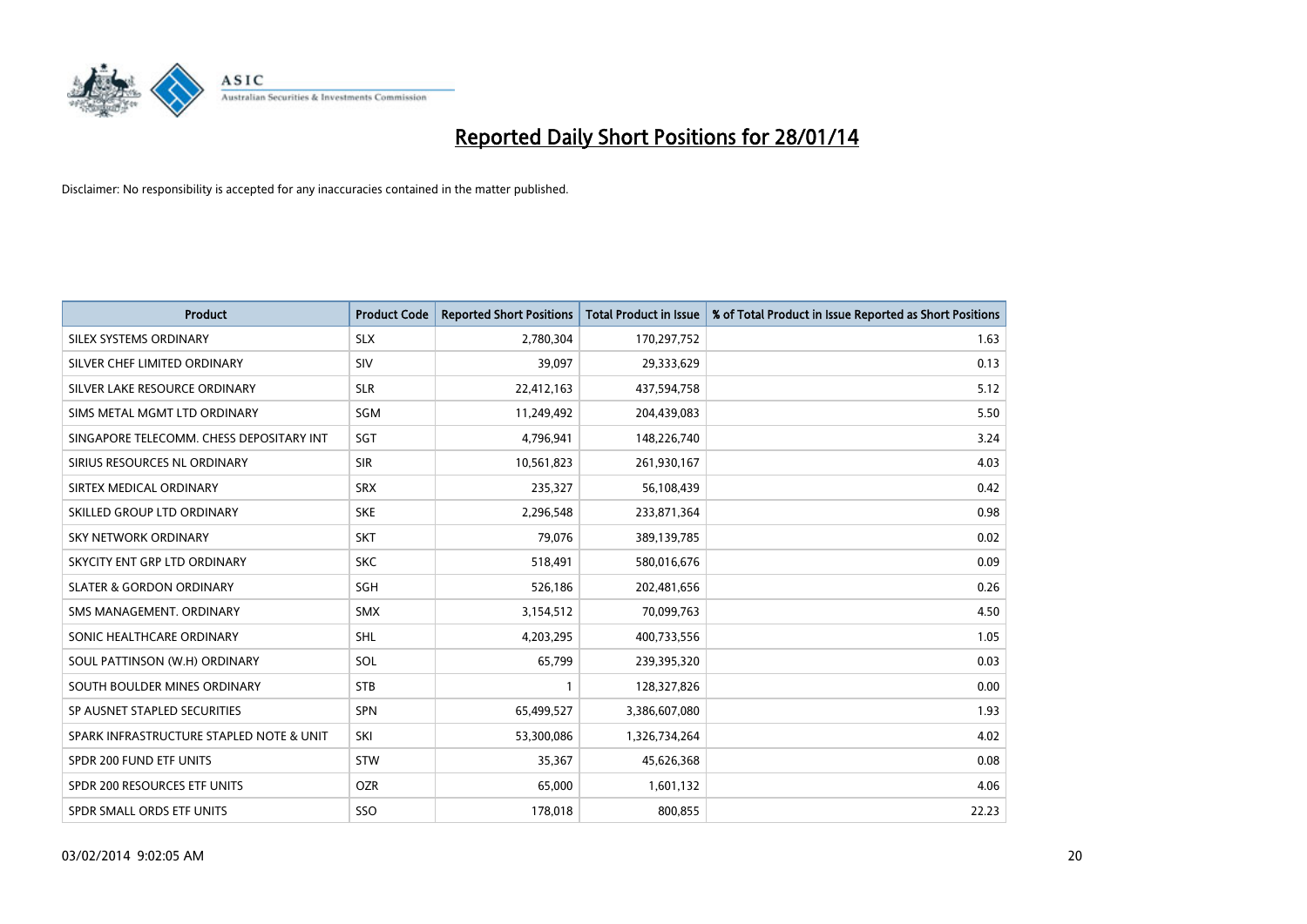# Reported Daily Short Positions for 28/01/14

Disclaimer: No responsibility is accepted for any inaccuracies contained in the matter published.

| Product | Product Code | Reported Short Positions | Total Product in Issue | % of Total Product in Issue Reported as Short Positions |
|---|---|---|---|---|
| SILEX SYSTEMS ORDINARY | SLX | 2,780,304 | 170,297,752 | 1.63 |
| SILVER CHEF LIMITED ORDINARY | SIV | 39,097 | 29,333,629 | 0.13 |
| SILVER LAKE RESOURCE ORDINARY | SLR | 22,412,163 | 437,594,758 | 5.12 |
| SIMS METAL MGMT LTD ORDINARY | SGM | 11,249,492 | 204,439,083 | 5.50 |
| SINGAPORE TELECOMM. CHESS DEPOSITARY INT | SGT | 4,796,941 | 148,226,740 | 3.24 |
| SIRIUS RESOURCES NL ORDINARY | SIR | 10,561,823 | 261,930,167 | 4.03 |
| SIRTEX MEDICAL ORDINARY | SRX | 235,327 | 56,108,439 | 0.42 |
| SKILLED GROUP LTD ORDINARY | SKE | 2,296,548 | 233,871,364 | 0.98 |
| SKY NETWORK ORDINARY | SKT | 79,076 | 389,139,785 | 0.02 |
| SKYCITY ENT GRP LTD ORDINARY | SKC | 518,491 | 580,016,676 | 0.09 |
| SLATER & GORDON ORDINARY | SGH | 526,186 | 202,481,656 | 0.26 |
| SMS MANAGEMENT. ORDINARY | SMX | 3,154,512 | 70,099,763 | 4.50 |
| SONIC HEALTHCARE ORDINARY | SHL | 4,203,295 | 400,733,556 | 1.05 |
| SOUL PATTINSON (W.H) ORDINARY | SOL | 65,799 | 239,395,320 | 0.03 |
| SOUTH BOULDER MINES ORDINARY | STB | 1 | 128,327,826 | 0.00 |
| SP AUSNET STAPLED SECURITIES | SPN | 65,499,527 | 3,386,607,080 | 1.93 |
| SPARK INFRASTRUCTURE STAPLED NOTE & UNIT | SKI | 53,300,086 | 1,326,734,264 | 4.02 |
| SPDR 200 FUND ETF UNITS | STW | 35,367 | 45,626,368 | 0.08 |
| SPDR 200 RESOURCES ETF UNITS | OZR | 65,000 | 1,601,132 | 4.06 |
| SPDR SMALL ORDS ETF UNITS | SSO | 178,018 | 800,855 | 22.23 |

03/02/2014 9:02:05 AM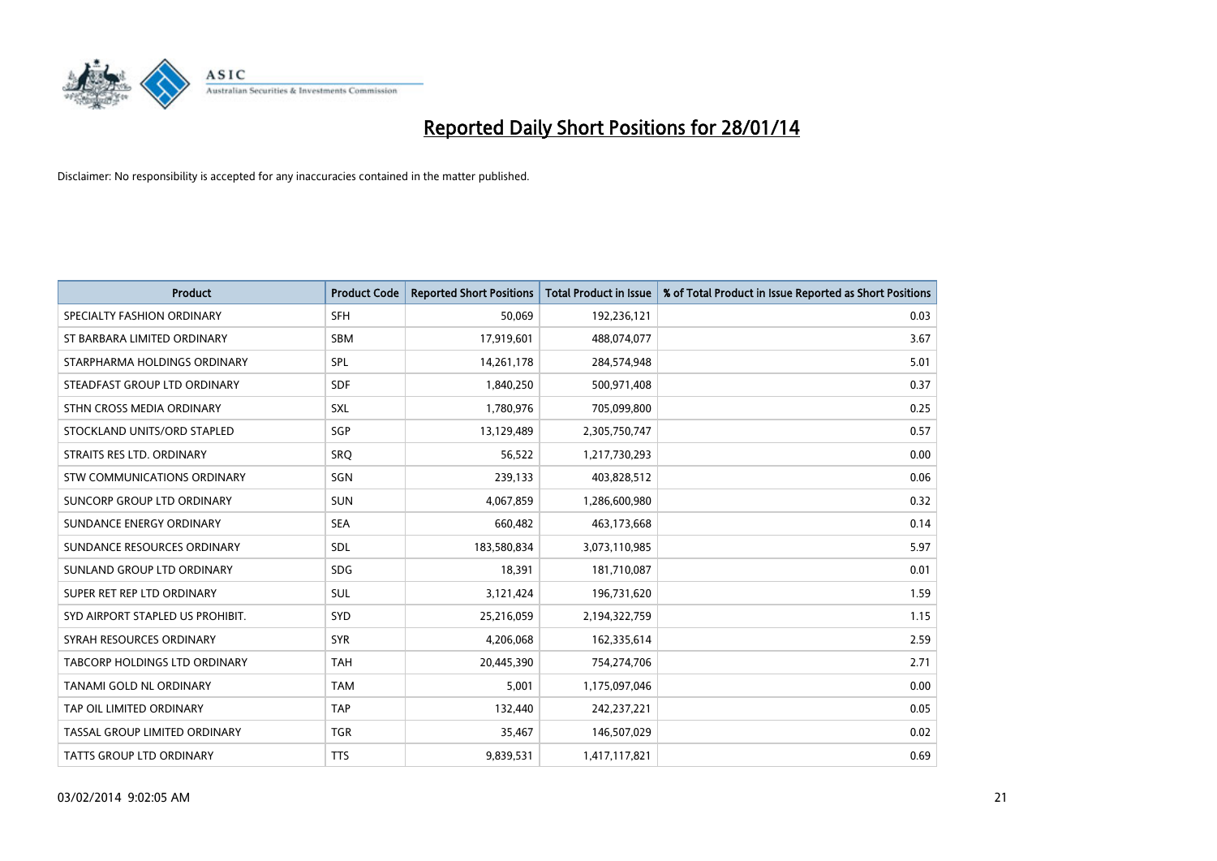# Reported Daily Short Positions for 28/01/14

Disclaimer: No responsibility is accepted for any inaccuracies contained in the matter published.

| Product | Product Code | Reported Short Positions | Total Product in Issue | % of Total Product in Issue Reported as Short Positions |
|---|---|---|---|---|
| SPECIALTY FASHION ORDINARY | SFH | 50,069 | 192,236,121 | 0.03 |
| ST BARBARA LIMITED ORDINARY | SBM | 17,919,601 | 488,074,077 | 3.67 |
| STARPHARMA HOLDINGS ORDINARY | SPL | 14,261,178 | 284,574,948 | 5.01 |
| STEADFAST GROUP LTD ORDINARY | SDF | 1,840,250 | 500,971,408 | 0.37 |
| STHN CROSS MEDIA ORDINARY | SXL | 1,780,976 | 705,099,800 | 0.25 |
| STOCKLAND UNITS/ORD STAPLED | SGP | 13,129,489 | 2,305,750,747 | 0.57 |
| STRAITS RES LTD. ORDINARY | SRQ | 56,522 | 1,217,730,293 | 0.00 |
| STW COMMUNICATIONS ORDINARY | SGN | 239,133 | 403,828,512 | 0.06 |
| SUNCORP GROUP LTD ORDINARY | SUN | 4,067,859 | 1,286,600,980 | 0.32 |
| SUNDANCE ENERGY ORDINARY | SEA | 660,482 | 463,173,668 | 0.14 |
| SUNDANCE RESOURCES ORDINARY | SDL | 183,580,834 | 3,073,110,985 | 5.97 |
| SUNLAND GROUP LTD ORDINARY | SDG | 18,391 | 181,710,087 | 0.01 |
| SUPER RET REP LTD ORDINARY | SUL | 3,121,424 | 196,731,620 | 1.59 |
| SYD AIRPORT STAPLED US PROHIBIT. | SYD | 25,216,059 | 2,194,322,759 | 1.15 |
| SYRAH RESOURCES ORDINARY | SYR | 4,206,068 | 162,335,614 | 2.59 |
| TABCORP HOLDINGS LTD ORDINARY | TAH | 20,445,390 | 754,274,706 | 2.71 |
| TANAMI GOLD NL ORDINARY | TAM | 5,001 | 1,175,097,046 | 0.00 |
| TAP OIL LIMITED ORDINARY | TAP | 132,440 | 242,237,221 | 0.05 |
| TASSAL GROUP LIMITED ORDINARY | TGR | 35,467 | 146,507,029 | 0.02 |
| TATTS GROUP LTD ORDINARY | TTS | 9,839,531 | 1,417,117,821 | 0.69 |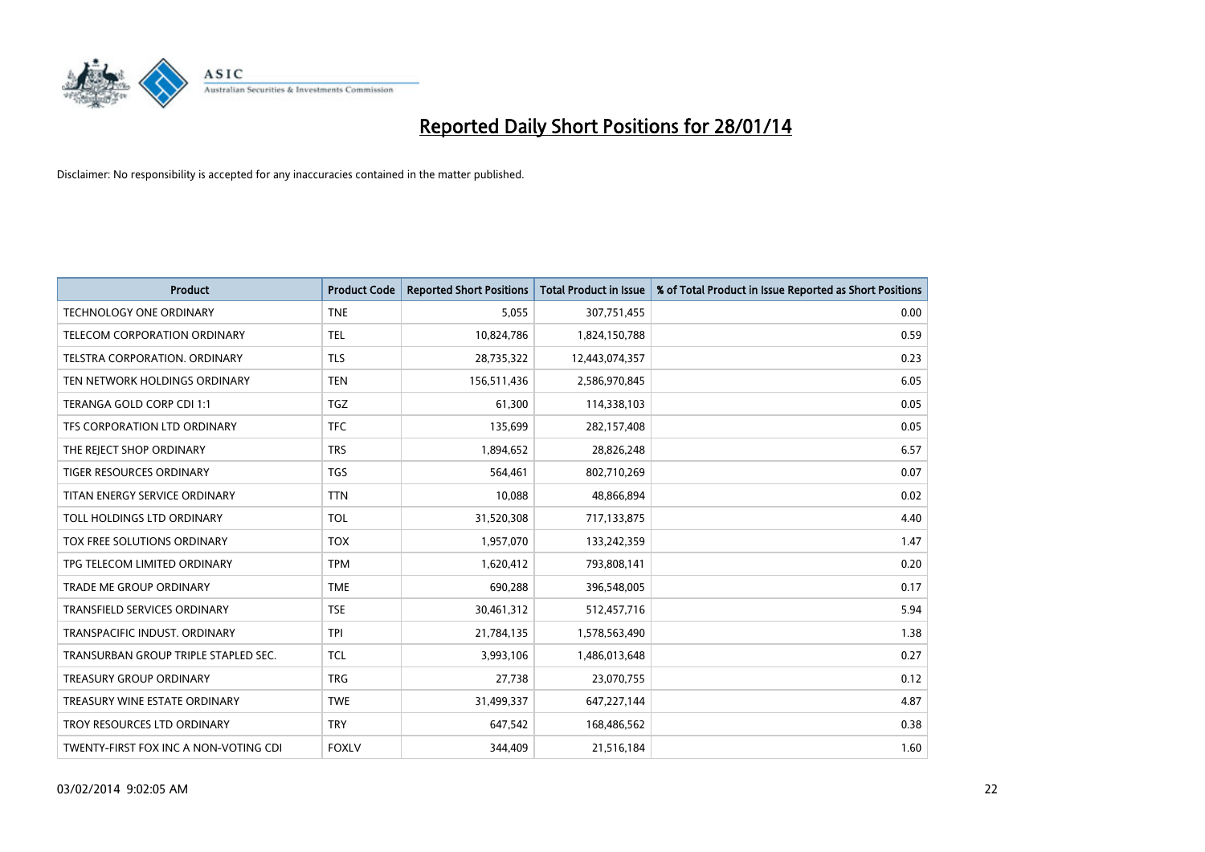# Reported Daily Short Positions for 28/01/14

Disclaimer: No responsibility is accepted for any inaccuracies contained in the matter published.

| Product | Product Code | Reported Short Positions | Total Product in Issue | % of Total Product in Issue Reported as Short Positions |
|---|---|---|---|---|
| TECHNOLOGY ONE ORDINARY | TNE | 5,055 | 307,751,455 | 0.00 |
| TELECOM CORPORATION ORDINARY | TEL | 10,824,786 | 1,824,150,788 | 0.59 |
| TELSTRA CORPORATION. ORDINARY | TLS | 28,735,322 | 12,443,074,357 | 0.23 |
| TEN NETWORK HOLDINGS ORDINARY | TEN | 156,511,436 | 2,586,970,845 | 6.05 |
| TERANGA GOLD CORP CDI 1:1 | TGZ | 61,300 | 114,338,103 | 0.05 |
| TFS CORPORATION LTD ORDINARY | TFC | 135,699 | 282,157,408 | 0.05 |
| THE REJECT SHOP ORDINARY | TRS | 1,894,652 | 28,826,248 | 6.57 |
| TIGER RESOURCES ORDINARY | TGS | 564,461 | 802,710,269 | 0.07 |
| TITAN ENERGY SERVICE ORDINARY | TTN | 10,088 | 48,866,894 | 0.02 |
| TOLL HOLDINGS LTD ORDINARY | TOL | 31,520,308 | 717,133,875 | 4.40 |
| TOX FREE SOLUTIONS ORDINARY | TOX | 1,957,070 | 133,242,359 | 1.47 |
| TPG TELECOM LIMITED ORDINARY | TPM | 1,620,412 | 793,808,141 | 0.20 |
| TRADE ME GROUP ORDINARY | TME | 690,288 | 396,548,005 | 0.17 |
| TRANSFIELD SERVICES ORDINARY | TSE | 30,461,312 | 512,457,716 | 5.94 |
| TRANSPACIFIC INDUST. ORDINARY | TPI | 21,784,135 | 1,578,563,490 | 1.38 |
| TRANSURBAN GROUP TRIPLE STAPLED SEC. | TCL | 3,993,106 | 1,486,013,648 | 0.27 |
| TREASURY GROUP ORDINARY | TRG | 27,738 | 23,070,755 | 0.12 |
| TREASURY WINE ESTATE ORDINARY | TWE | 31,499,337 | 647,227,144 | 4.87 |
| TROY RESOURCES LTD ORDINARY | TRY | 647,542 | 168,486,562 | 0.38 |
| TWENTY-FIRST FOX INC A NON-VOTING CDI | FOXLV | 344,409 | 21,516,184 | 1.60 |

03/02/2014 9:02:05 AM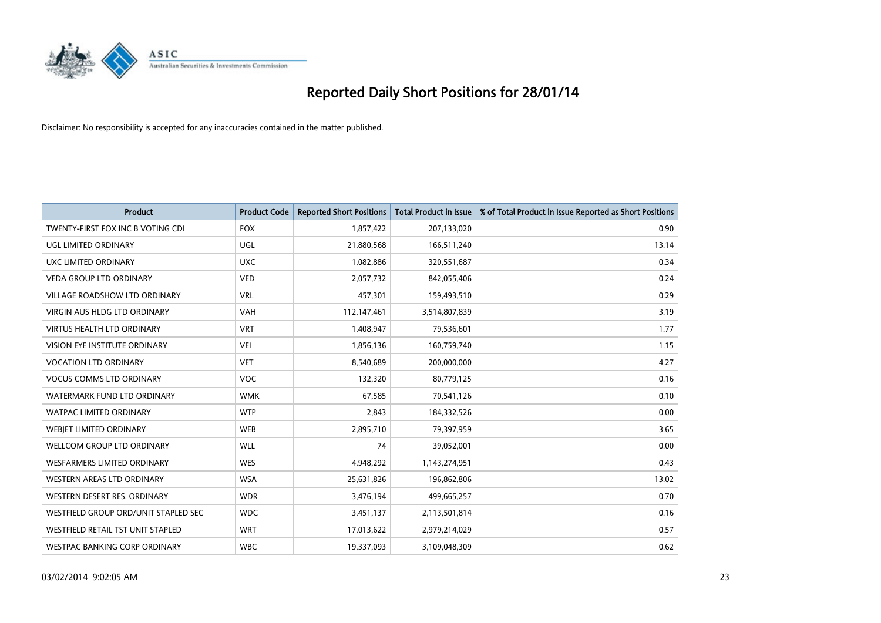# Reported Daily Short Positions for 28/01/14

Disclaimer: No responsibility is accepted for any inaccuracies contained in the matter published.

| Product | Product Code | Reported Short Positions | Total Product in Issue | % of Total Product in Issue Reported as Short Positions |
|---|---|---|---|---|
| TWENTY-FIRST FOX INC B VOTING CDI | FOX | 1,857,422 | 207,133,020 | 0.90 |
| UGL LIMITED ORDINARY | UGL | 21,880,568 | 166,511,240 | 13.14 |
| UXC LIMITED ORDINARY | UXC | 1,082,886 | 320,551,687 | 0.34 |
| VEDA GROUP LTD ORDINARY | VED | 2,057,732 | 842,055,406 | 0.24 |
| VILLAGE ROADSHOW LTD ORDINARY | VRL | 457,301 | 159,493,510 | 0.29 |
| VIRGIN AUS HLDG LTD ORDINARY | VAH | 112,147,461 | 3,514,807,839 | 3.19 |
| VIRTUS HEALTH LTD ORDINARY | VRT | 1,408,947 | 79,536,601 | 1.77 |
| VISION EYE INSTITUTE ORDINARY | VEI | 1,856,136 | 160,759,740 | 1.15 |
| VOCATION LTD ORDINARY | VET | 8,540,689 | 200,000,000 | 4.27 |
| VOCUS COMMS LTD ORDINARY | VOC | 132,320 | 80,779,125 | 0.16 |
| WATERMARK FUND LTD ORDINARY | WMK | 67,585 | 70,541,126 | 0.10 |
| WATPAC LIMITED ORDINARY | WTP | 2,843 | 184,332,526 | 0.00 |
| WEBJET LIMITED ORDINARY | WEB | 2,895,710 | 79,397,959 | 3.65 |
| WELLCOM GROUP LTD ORDINARY | WLL | 74 | 39,052,001 | 0.00 |
| WESFARMERS LIMITED ORDINARY | WES | 4,948,292 | 1,143,274,951 | 0.43 |
| WESTERN AREAS LTD ORDINARY | WSA | 25,631,826 | 196,862,806 | 13.02 |
| WESTERN DESERT RES. ORDINARY | WDR | 3,476,194 | 499,665,257 | 0.70 |
| WESTFIELD GROUP ORD/UNIT STAPLED SEC | WDC | 3,451,137 | 2,113,501,814 | 0.16 |
| WESTFIELD RETAIL TST UNIT STAPLED | WRT | 17,013,622 | 2,979,214,029 | 0.57 |
| WESTPAC BANKING CORP ORDINARY | WBC | 19,337,093 | 3,109,048,309 | 0.62 |

03/02/2014 9:02:05 AM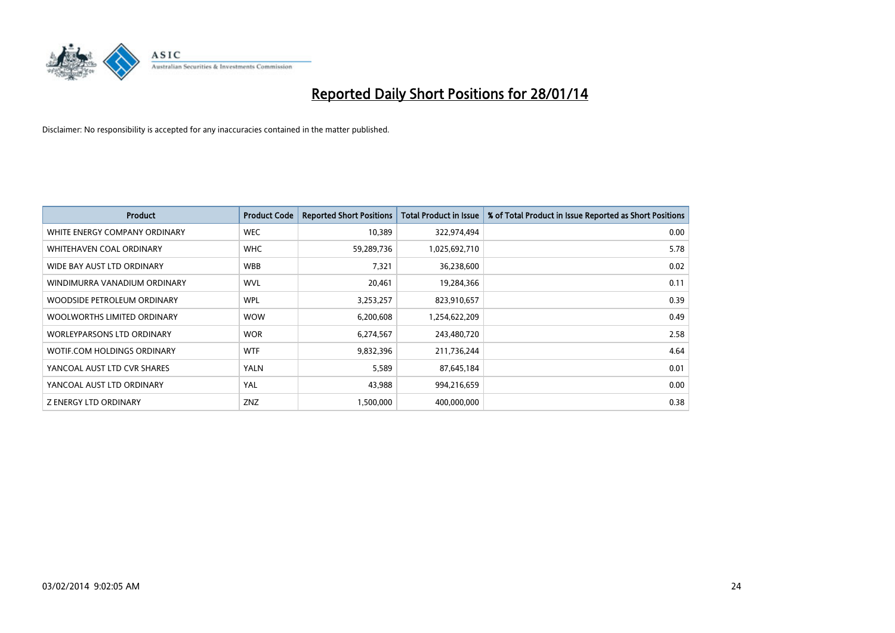# Reported Daily Short Positions for 28/01/14

Disclaimer: No responsibility is accepted for any inaccuracies contained in the matter published.

| Product | Product Code | Reported Short Positions | Total Product in Issue | % of Total Product in Issue Reported as Short Positions |
|---|---|---|---|---|
| WHITE ENERGY COMPANY ORDINARY | WEC | 10,389 | 322,974,494 | 0.00 |
| WHITEHAVEN COAL ORDINARY | WHC | 59,289,736 | 1,025,692,710 | 5.78 |
| WIDE BAY AUST LTD ORDINARY | WBB | 7,321 | 36,238,600 | 0.02 |
| WINDIMURRA VANADIUM ORDINARY | WVL | 20,461 | 19,284,366 | 0.11 |
| WOODSIDE PETROLEUM ORDINARY | WPL | 3,253,257 | 823,910,657 | 0.39 |
| WOOLWORTHS LIMITED ORDINARY | WOW | 6,200,608 | 1,254,622,209 | 0.49 |
| WORLEYPARSONS LTD ORDINARY | WOR | 6,274,567 | 243,480,720 | 2.58 |
| WOTIF.COM HOLDINGS ORDINARY | WTF | 9,832,396 | 211,736,244 | 4.64 |
| YANCOAL AUST LTD CVR SHARES | YALN | 5,589 | 87,645,184 | 0.01 |
| YANCOAL AUST LTD ORDINARY | YAL | 43,988 | 994,216,659 | 0.00 |
| Z ENERGY LTD ORDINARY | ZNZ | 1,500,000 | 400,000,000 | 0.38 |

03/02/2014 9:02:05 AM